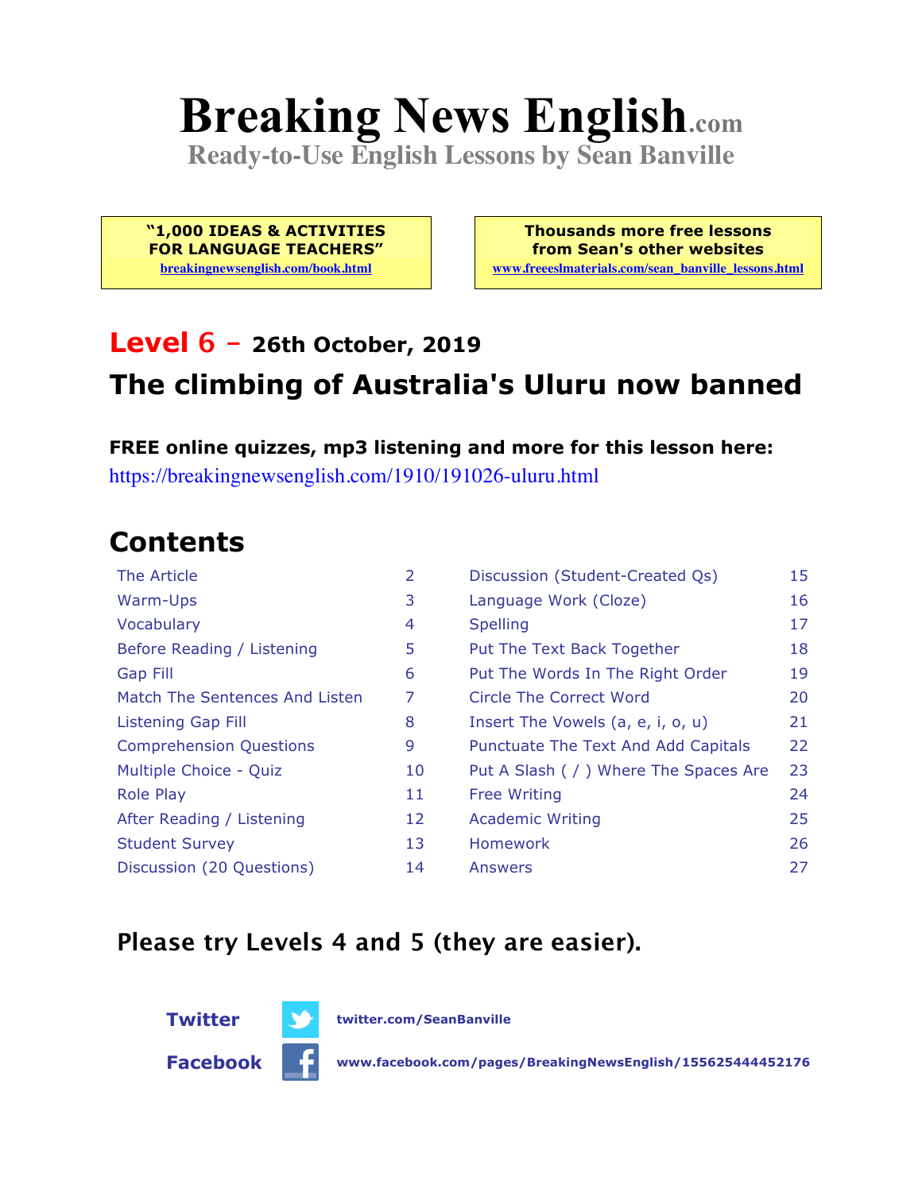# Breaking News English.com

**Ready-to-Use English Lessons by Sean Banville**

**"1,000 IDEAS & ACTIVITIES FOR LANGUAGE TEACHERS"**
breakingnewsenglish.com/book.html

**Thousands more free lessons from Sean's other websites**
www.freeeslmaterials.com/sean_banville_lessons.html

## Level 6 – 26th October, 2019

## The climbing of Australia's Uluru now banned

**FREE online quizzes, mp3 listening and more for this lesson here:**
https://breakingnewsenglish.com/1910/191026-uluru.html

## Contents

| | | | |
|---|---|---|---|
| The Article | 2 | Discussion (Student-Created Qs) | 15 |
| Warm-Ups | 3 | Language Work (Cloze) | 16 |
| Vocabulary | 4 | Spelling | 17 |
| Before Reading / Listening | 5 | Put The Text Back Together | 18 |
| Gap Fill | 6 | Put The Words In The Right Order | 19 |
| Match The Sentences And Listen | 7 | Circle The Correct Word | 20 |
| Listening Gap Fill | 8 | Insert The Vowels (a, e, i, o, u) | 21 |
| Comprehension Questions | 9 | Punctuate The Text And Add Capitals | 22 |
| Multiple Choice - Quiz | 10 | Put A Slash ( / ) Where The Spaces Are | 23 |
| Role Play | 11 | Free Writing | 24 |
| After Reading / Listening | 12 | Academic Writing | 25 |
| Student Survey | 13 | Homework | 26 |
| Discussion (20 Questions) | 14 | Answers | 27 |

**Please try Levels 4 and 5 (they are easier).**

**Twitter** twitter.com/SeanBanville

**Facebook** www.facebook.com/pages/BreakingNewsEnglish/155625444452176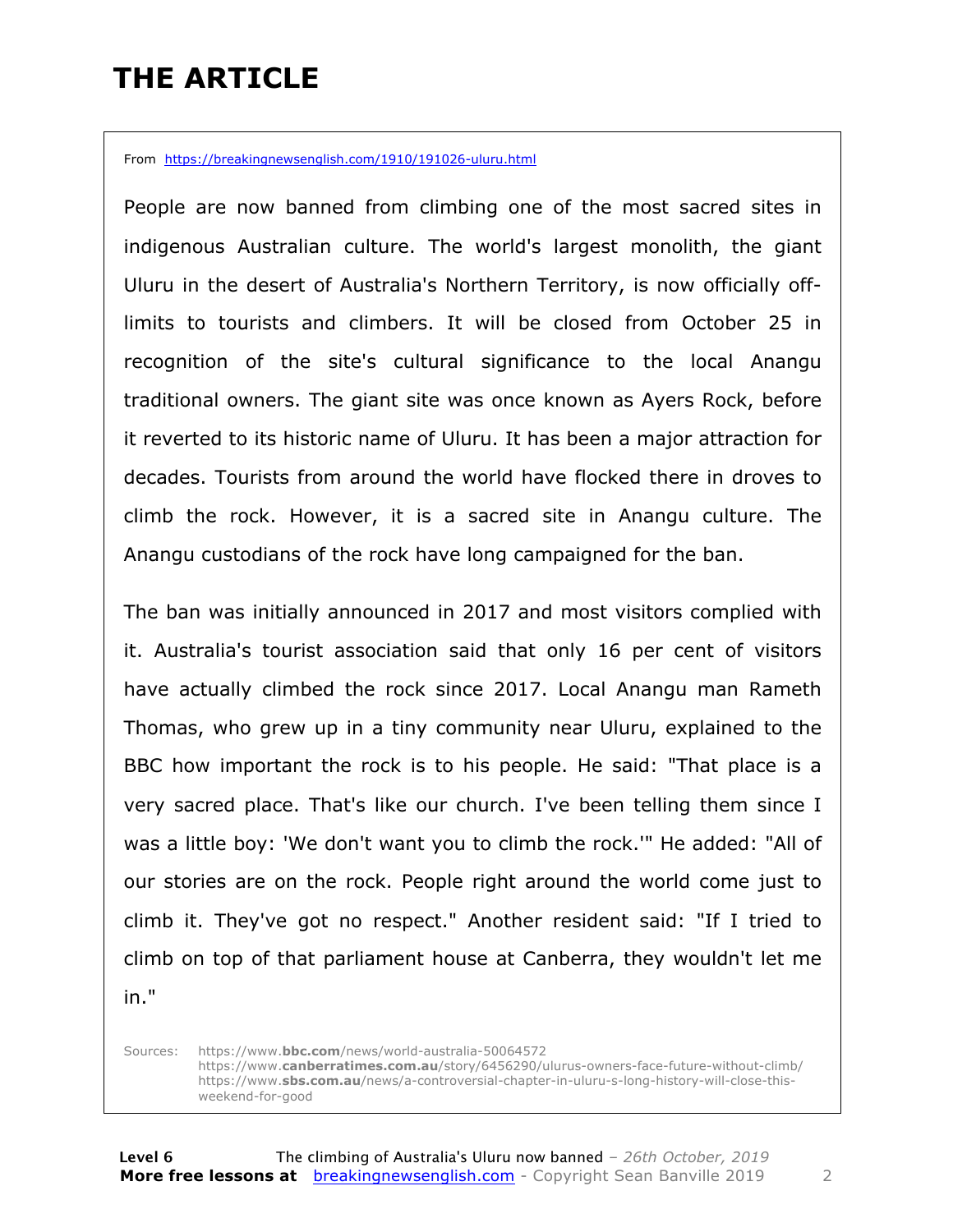# THE ARTICLE

From https://breakingnewsenglish.com/1910/191026-uluru.html

People are now banned from climbing one of the most sacred sites in indigenous Australian culture. The world's largest monolith, the giant Uluru in the desert of Australia's Northern Territory, is now officially off-limits to tourists and climbers. It will be closed from October 25 in recognition of the site's cultural significance to the local Anangu traditional owners. The giant site was once known as Ayers Rock, before it reverted to its historic name of Uluru. It has been a major attraction for decades. Tourists from around the world have flocked there in droves to climb the rock. However, it is a sacred site in Anangu culture. The Anangu custodians of the rock have long campaigned for the ban.

The ban was initially announced in 2017 and most visitors complied with it. Australia's tourist association said that only 16 per cent of visitors have actually climbed the rock since 2017. Local Anangu man Rameth Thomas, who grew up in a tiny community near Uluru, explained to the BBC how important the rock is to his people. He said: "That place is a very sacred place. That's like our church. I've been telling them since I was a little boy: 'We don't want you to climb the rock.'" He added: "All of our stories are on the rock. People right around the world come just to climb it. They've got no respect." Another resident said: "If I tried to climb on top of that parliament house at Canberra, they wouldn't let me in."

Sources: https://www.**bbc.com**/news/world-australia-50064572
https://www.**canberratimes.com.au**/story/6456290/ulurus-owners-face-future-without-climb/
https://www.**sbs.com.au**/news/a-controversial-chapter-in-uluru-s-long-history-will-close-this-weekend-for-good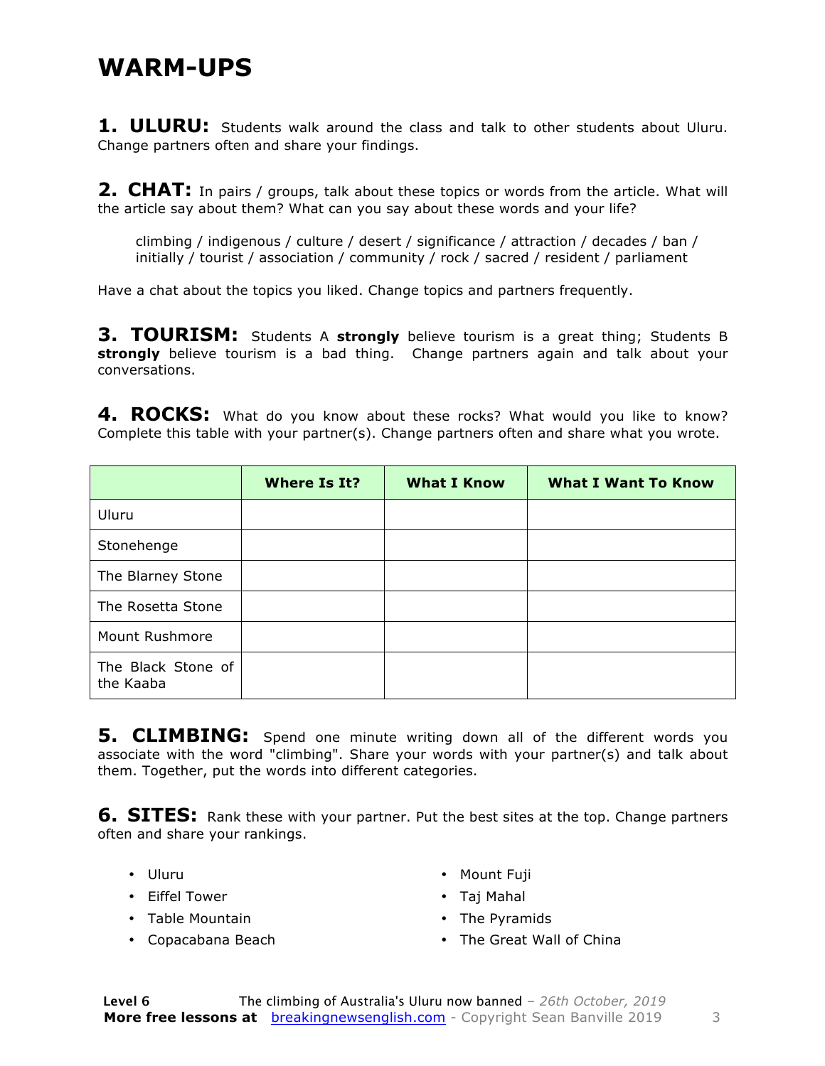# WARM-UPS

**1. ULURU:** Students walk around the class and talk to other students about Uluru. Change partners often and share your findings.

**2. CHAT:** In pairs / groups, talk about these topics or words from the article. What will the article say about them? What can you say about these words and your life?

climbing / indigenous / culture / desert / significance / attraction / decades / ban / initially / tourist / association / community / rock / sacred / resident / parliament

Have a chat about the topics you liked. Change topics and partners frequently.

**3. TOURISM:** Students A **strongly** believe tourism is a great thing; Students B **strongly** believe tourism is a bad thing. Change partners again and talk about your conversations.

**4. ROCKS:** What do you know about these rocks? What would you like to know? Complete this table with your partner(s). Change partners often and share what you wrote.

| | Where Is It? | What I Know | What I Want To Know |
|---|---|---|---|
| Uluru | | | |
| Stonehenge | | | |
| The Blarney Stone | | | |
| The Rosetta Stone | | | |
| Mount Rushmore | | | |
| The Black Stone of the Kaaba | | | |

**5. CLIMBING:** Spend one minute writing down all of the different words you associate with the word "climbing". Share your words with your partner(s) and talk about them. Together, put the words into different categories.

**6. SITES:** Rank these with your partner. Put the best sites at the top. Change partners often and share your rankings.

- Uluru
- Eiffel Tower
- Table Mountain
- Copacabana Beach
- Mount Fuji
- Taj Mahal
- The Pyramids
- The Great Wall of China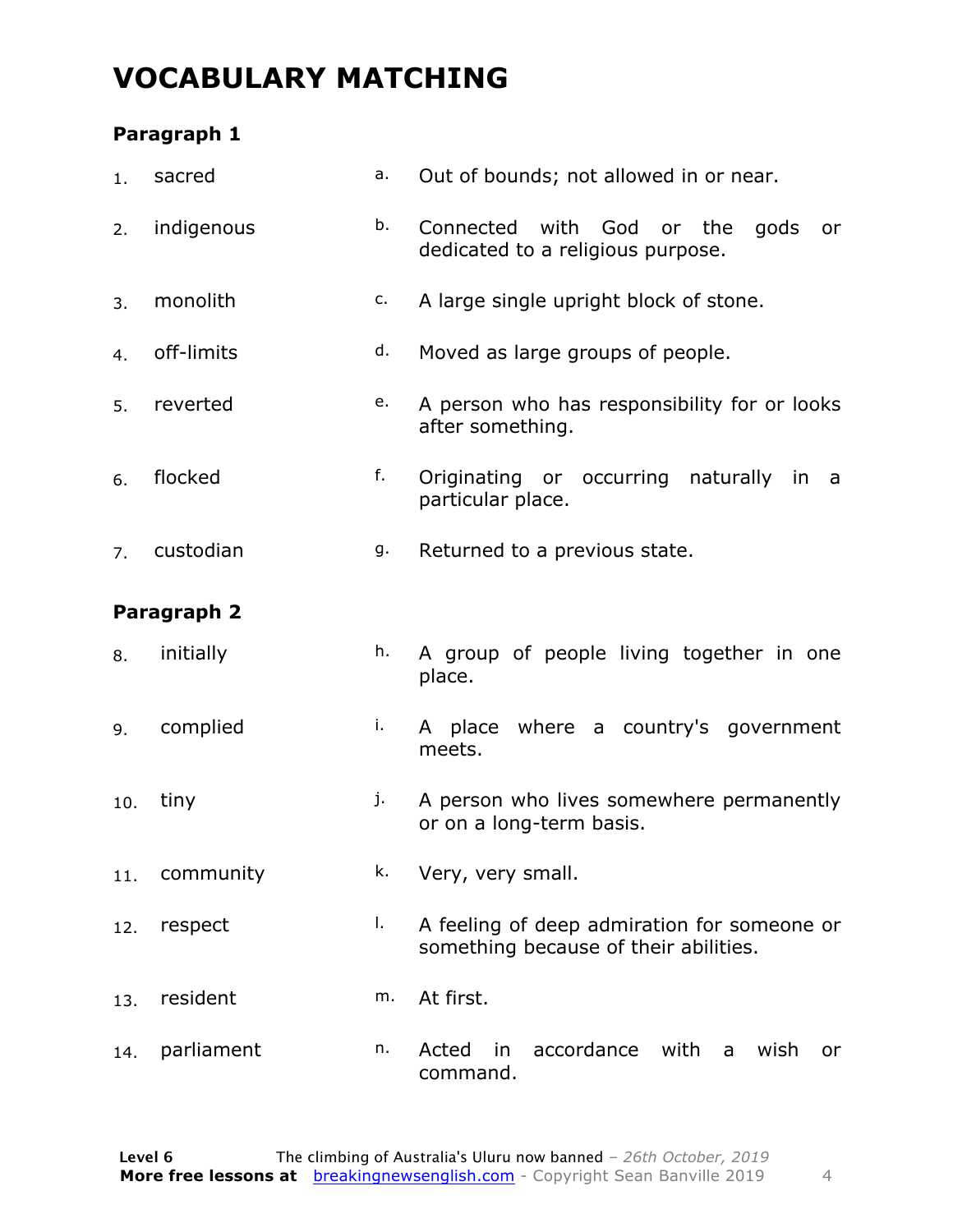# VOCABULARY MATCHING

### Paragraph 1

| | | | |
|---|---|---|---|
| 1. | sacred | a. | Out of bounds; not allowed in or near. |
| 2. | indigenous | b. | Connected with God or the gods or dedicated to a religious purpose. |
| 3. | monolith | c. | A large single upright block of stone. |
| 4. | off-limits | d. | Moved as large groups of people. |
| 5. | reverted | e. | A person who has responsibility for or looks after something. |
| 6. | flocked | f. | Originating or occurring naturally in a particular place. |
| 7. | custodian | g. | Returned to a previous state. |

### Paragraph 2

| | | | |
|---|---|---|---|
| 8. | initially | h. | A group of people living together in one place. |
| 9. | complied | i. | A place where a country's government meets. |
| 10. | tiny | j. | A person who lives somewhere permanently or on a long-term basis. |
| 11. | community | k. | Very, very small. |
| 12. | respect | l. | A feeling of deep admiration for someone or something because of their abilities. |
| 13. | resident | m. | At first. |
| 14. | parliament | n. | Acted in accordance with a wish or command. |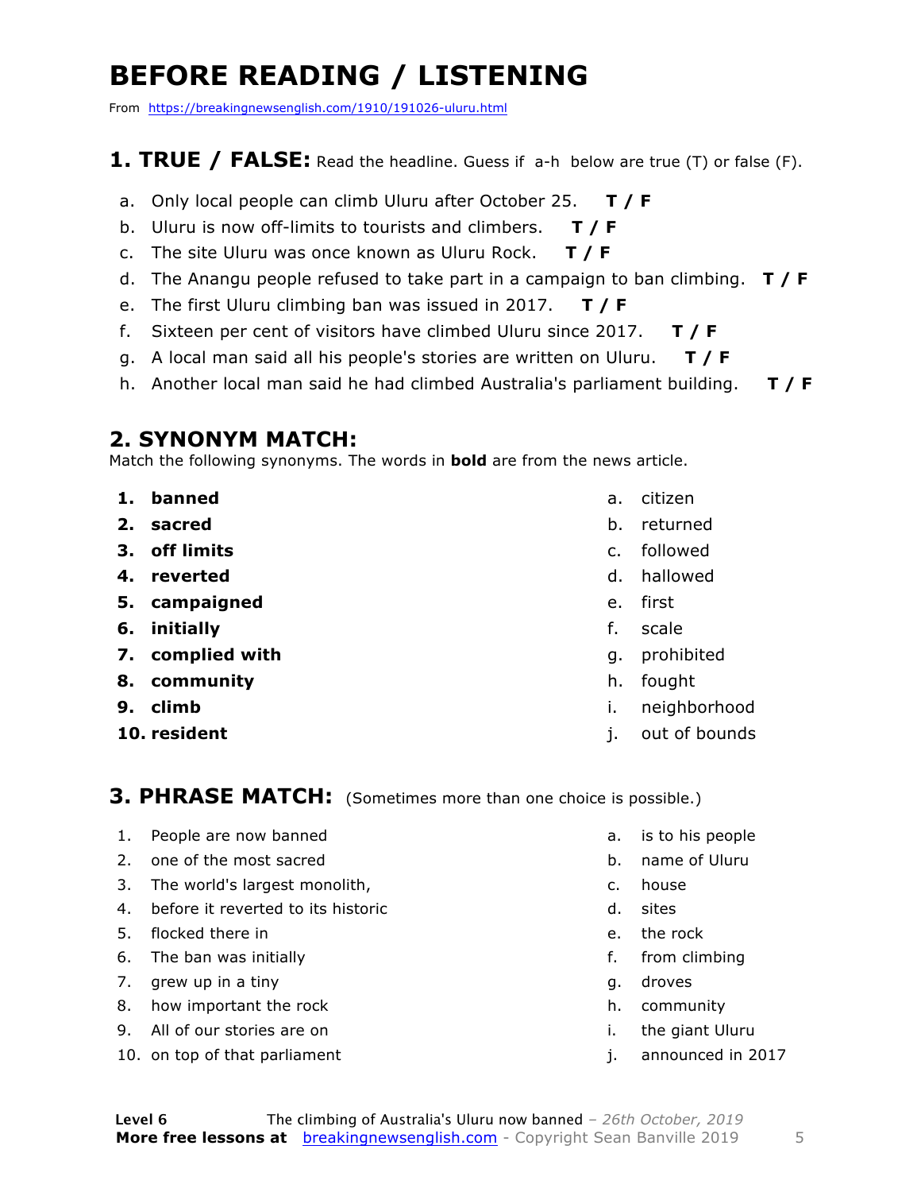# BEFORE READING / LISTENING

From https://breakingnewsenglish.com/1910/191026-uluru.html

## 1. TRUE / FALSE: Read the headline. Guess if a-h below are true (T) or false (F).

a. Only local people can climb Uluru after October 25. **T / F**

b. Uluru is now off-limits to tourists and climbers. **T / F**

c. The site Uluru was once known as Uluru Rock. **T / F**

d. The Anangu people refused to take part in a campaign to ban climbing. **T / F**

e. The first Uluru climbing ban was issued in 2017. **T / F**

f. Sixteen per cent of visitors have climbed Uluru since 2017. **T / F**

g. A local man said all his people's stories are written on Uluru. **T / F**

h. Another local man said he had climbed Australia's parliament building. **T / F**

## 2. SYNONYM MATCH:

Match the following synonyms. The words in **bold** are from the news article.

| | |
|---|---|
| 1. **banned** | a. citizen |
| 2. **sacred** | b. returned |
| 3. **off limits** | c. followed |
| 4. **reverted** | d. hallowed |
| 5. **campaigned** | e. first |
| 6. **initially** | f. scale |
| 7. **complied with** | g. prohibited |
| 8. **community** | h. fought |
| 9. **climb** | i. neighborhood |
| 10. **resident** | j. out of bounds |

## 3. PHRASE MATCH: (Sometimes more than one choice is possible.)

| | |
|---|---|
| 1. People are now banned | a. is to his people |
| 2. one of the most sacred | b. name of Uluru |
| 3. The world's largest monolith, | c. house |
| 4. before it reverted to its historic | d. sites |
| 5. flocked there in | e. the rock |
| 6. The ban was initially | f. from climbing |
| 7. grew up in a tiny | g. droves |
| 8. how important the rock | h. community |
| 9. All of our stories are on | i. the giant Uluru |
| 10. on top of that parliament | j. announced in 2017 |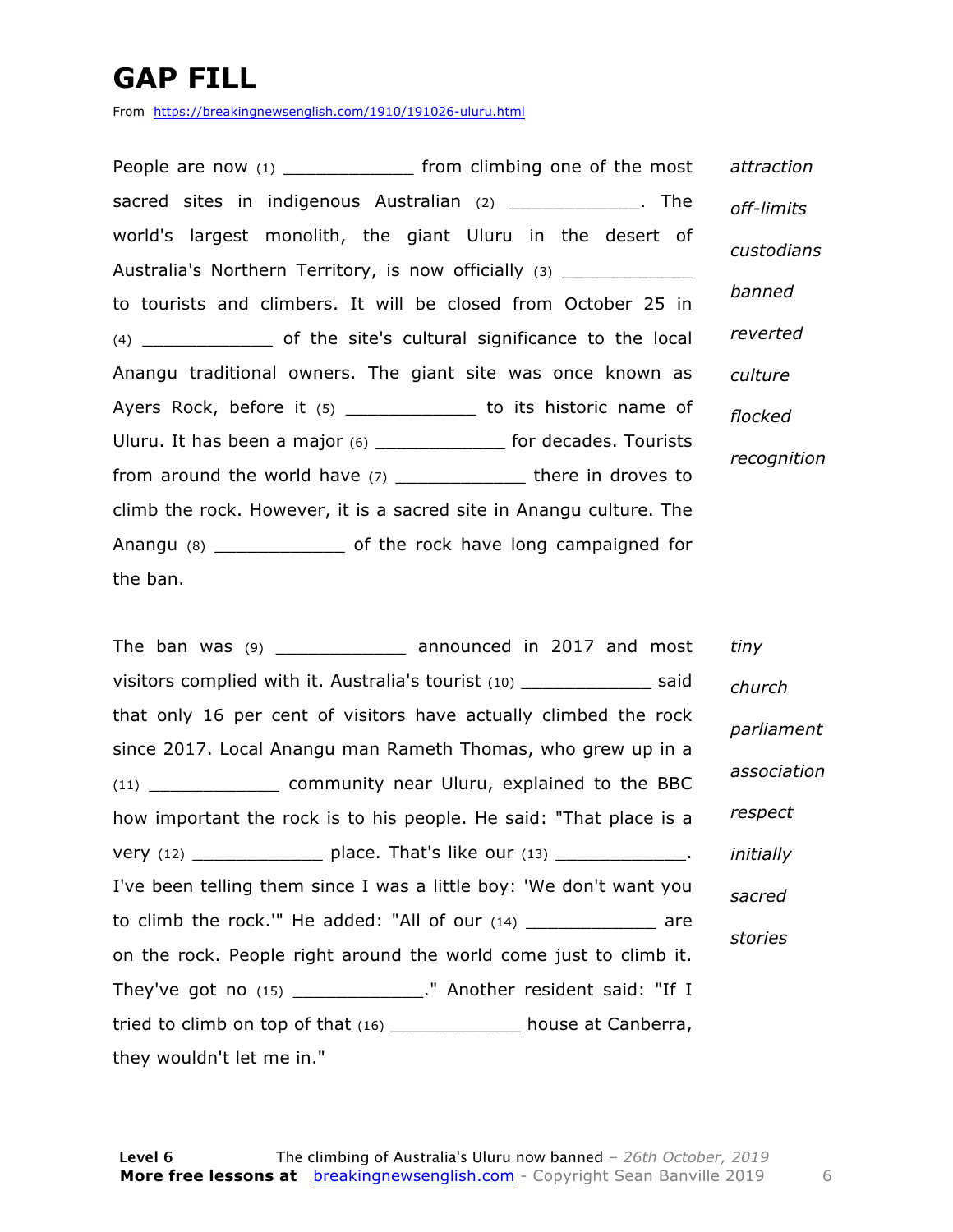# GAP FILL

From https://breakingnewsenglish.com/1910/191026-uluru.html

People are now (1) ____________ from climbing one of the most sacred sites in indigenous Australian (2) ____________. The world's largest monolith, the giant Uluru in the desert of Australia's Northern Territory, is now officially (3) ____________ to tourists and climbers. It will be closed from October 25 in (4) ____________ of the site's cultural significance to the local Anangu traditional owners. The giant site was once known as Ayers Rock, before it (5) ____________ to its historic name of Uluru. It has been a major (6) ____________ for decades. Tourists from around the world have (7) ____________ there in droves to climb the rock. However, it is a sacred site in Anangu culture. The Anangu (8) ____________ of the rock have long campaigned for the ban.

*attraction*
*off-limits*
*custodians*
*banned*
*reverted*
*culture*
*flocked*
*recognition*

The ban was (9) ____________ announced in 2017 and most visitors complied with it. Australia's tourist (10) ____________ said that only 16 per cent of visitors have actually climbed the rock since 2017. Local Anangu man Rameth Thomas, who grew up in a (11) ____________ community near Uluru, explained to the BBC how important the rock is to his people. He said: "That place is a very (12) ____________ place. That's like our (13) ____________. I've been telling them since I was a little boy: 'We don't want you to climb the rock.'" He added: "All of our (14) ____________ are on the rock. People right around the world come just to climb it. They've got no (15) ____________." Another resident said: "If I tried to climb on top of that (16) ____________ house at Canberra, they wouldn't let me in."

*tiny*
*church*
*parliament*
*association*
*respect*
*initially*
*sacred*
*stories*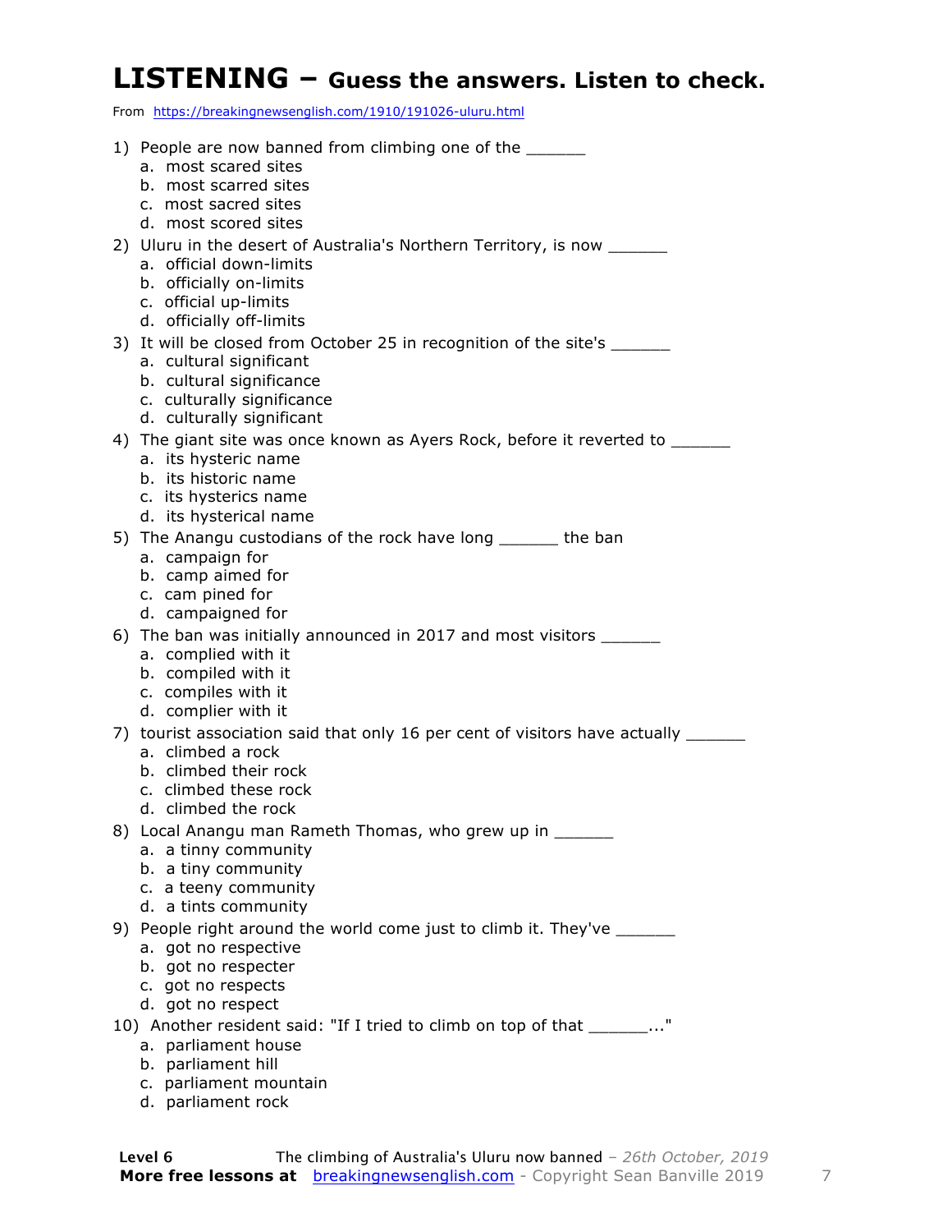# LISTENING – Guess the answers. Listen to check.

From https://breakingnewsenglish.com/1910/191026-uluru.html

1) People are now banned from climbing one of the ______
   a. most scared sites
   b. most scarred sites
   c. most sacred sites
   d. most scored sites

2) Uluru in the desert of Australia's Northern Territory, is now ______
   a. official down-limits
   b. officially on-limits
   c. official up-limits
   d. officially off-limits

3) It will be closed from October 25 in recognition of the site's ______
   a. cultural significant
   b. cultural significance
   c. culturally significance
   d. culturally significant

4) The giant site was once known as Ayers Rock, before it reverted to ______
   a. its hysteric name
   b. its historic name
   c. its hysterics name
   d. its hysterical name

5) The Anangu custodians of the rock have long ______ the ban
   a. campaign for
   b. camp aimed for
   c. cam pined for
   d. campaigned for

6) The ban was initially announced in 2017 and most visitors ______
   a. complied with it
   b. compiled with it
   c. compiles with it
   d. complier with it

7) tourist association said that only 16 per cent of visitors have actually ______
   a. climbed a rock
   b. climbed their rock
   c. climbed these rock
   d. climbed the rock

8) Local Anangu man Rameth Thomas, who grew up in ______
   a. a tinny community
   b. a tiny community
   c. a teeny community
   d. a tints community

9) People right around the world come just to climb it. They've ______
   a. got no respective
   b. got no respecter
   c. got no respects
   d. got no respect

10) Another resident said: "If I tried to climb on top of that ______..."
   a. parliament house
   b. parliament hill
   c. parliament mountain
   d. parliament rock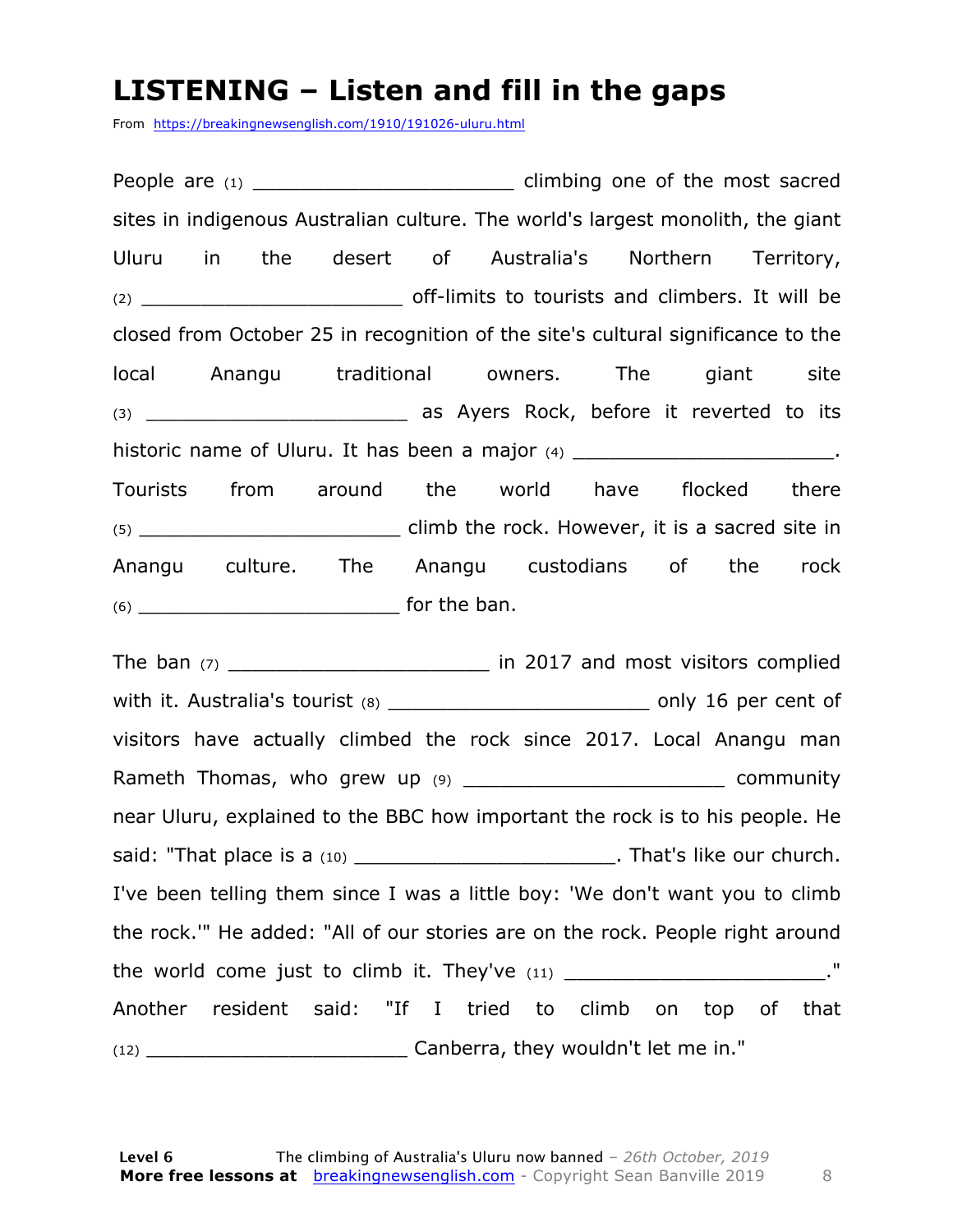# LISTENING – Listen and fill in the gaps

From https://breakingnewsenglish.com/1910/191026-uluru.html

People are (1) ______________________ climbing one of the most sacred sites in indigenous Australian culture. The world's largest monolith, the giant Uluru in the desert of Australia's Northern Territory, (2) ______________________ off-limits to tourists and climbers. It will be closed from October 25 in recognition of the site's cultural significance to the local Anangu traditional owners. The giant site (3) ______________________ as Ayers Rock, before it reverted to its historic name of Uluru. It has been a major (4) ______________________. Tourists from around the world have flocked there (5) ______________________ climb the rock. However, it is a sacred site in Anangu culture. The Anangu custodians of the rock (6) ______________________ for the ban.

The ban (7) ______________________ in 2017 and most visitors complied with it. Australia's tourist (8) ______________________ only 16 per cent of visitors have actually climbed the rock since 2017. Local Anangu man Rameth Thomas, who grew up (9) ______________________ community near Uluru, explained to the BBC how important the rock is to his people. He said: "That place is a (10) ______________________. That's like our church. I've been telling them since I was a little boy: 'We don't want you to climb the rock.'" He added: "All of our stories are on the rock. People right around the world come just to climb it. They've (11) ______________________." Another resident said: "If I tried to climb on top of that (12) ______________________ Canberra, they wouldn't let me in."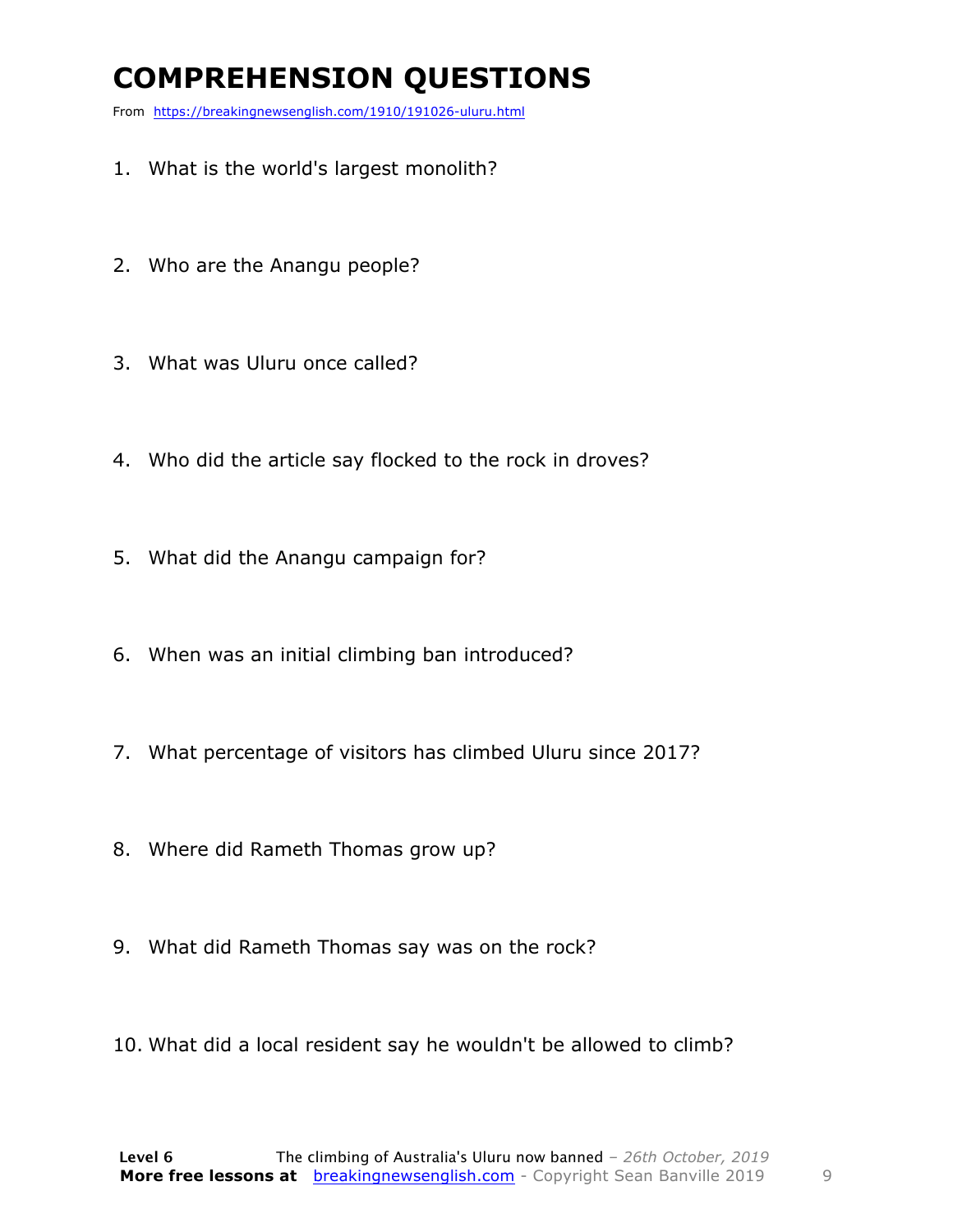# COMPREHENSION QUESTIONS

From https://breakingnewsenglish.com/1910/191026-uluru.html

1. What is the world's largest monolith?
2. Who are the Anangu people?
3. What was Uluru once called?
4. Who did the article say flocked to the rock in droves?
5. What did the Anangu campaign for?
6. When was an initial climbing ban introduced?
7. What percentage of visitors has climbed Uluru since 2017?
8. Where did Rameth Thomas grow up?
9. What did Rameth Thomas say was on the rock?
10. What did a local resident say he wouldn't be allowed to climb?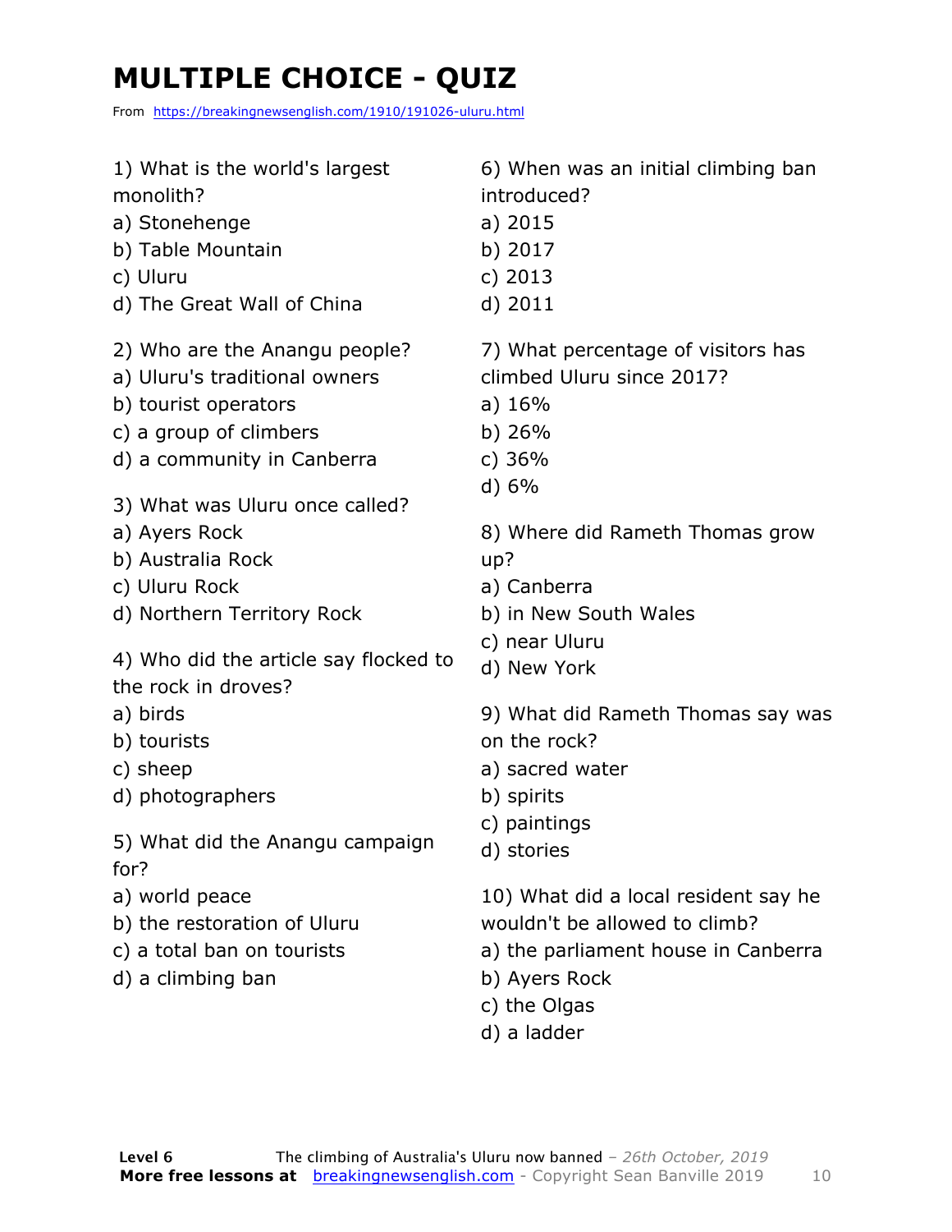# MULTIPLE CHOICE - QUIZ

From https://breakingnewsenglish.com/1910/191026-uluru.html

1) What is the world's largest monolith?
a) Stonehenge
b) Table Mountain
c) Uluru
d) The Great Wall of China

2) Who are the Anangu people?
a) Uluru's traditional owners
b) tourist operators
c) a group of climbers
d) a community in Canberra

3) What was Uluru once called?
a) Ayers Rock
b) Australia Rock
c) Uluru Rock
d) Northern Territory Rock

4) Who did the article say flocked to the rock in droves?
a) birds
b) tourists
c) sheep
d) photographers

5) What did the Anangu campaign for?
a) world peace
b) the restoration of Uluru
c) a total ban on tourists
d) a climbing ban

6) When was an initial climbing ban introduced?
a) 2015
b) 2017
c) 2013
d) 2011

7) What percentage of visitors has climbed Uluru since 2017?
a) 16%
b) 26%
c) 36%
d) 6%

8) Where did Rameth Thomas grow up?
a) Canberra
b) in New South Wales
c) near Uluru
d) New York

9) What did Rameth Thomas say was on the rock?
a) sacred water
b) spirits
c) paintings
d) stories

10) What did a local resident say he wouldn't be allowed to climb?
a) the parliament house in Canberra
b) Ayers Rock
c) the Olgas
d) a ladder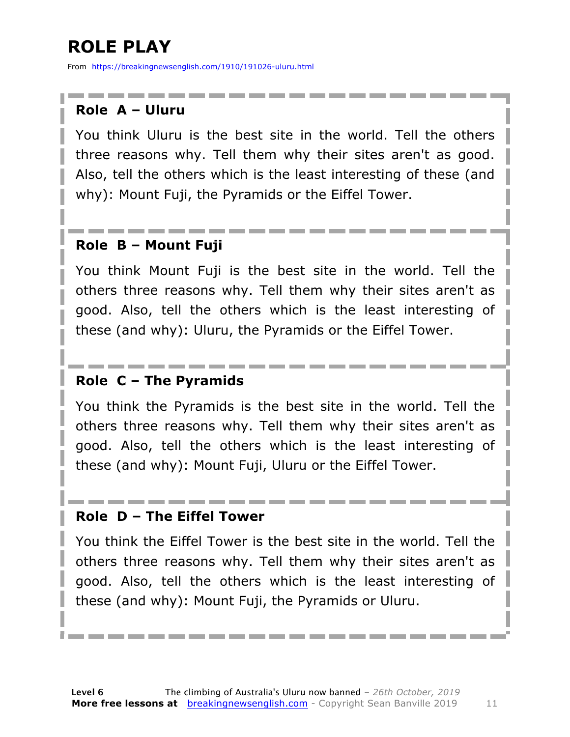# ROLE PLAY

From https://breakingnewsenglish.com/1910/191026-uluru.html

**Role A – Uluru**

You think Uluru is the best site in the world. Tell the others three reasons why. Tell them why their sites aren't as good. Also, tell the others which is the least interesting of these (and why): Mount Fuji, the Pyramids or the Eiffel Tower.

**Role B – Mount Fuji**

You think Mount Fuji is the best site in the world. Tell the others three reasons why. Tell them why their sites aren't as good. Also, tell the others which is the least interesting of these (and why): Uluru, the Pyramids or the Eiffel Tower.

**Role C – The Pyramids**

You think the Pyramids is the best site in the world. Tell the others three reasons why. Tell them why their sites aren't as good. Also, tell the others which is the least interesting of these (and why): Mount Fuji, Uluru or the Eiffel Tower.

**Role D – The Eiffel Tower**

You think the Eiffel Tower is the best site in the world. Tell the others three reasons why. Tell them why their sites aren't as good. Also, tell the others which is the least interesting of these (and why): Mount Fuji, the Pyramids or Uluru.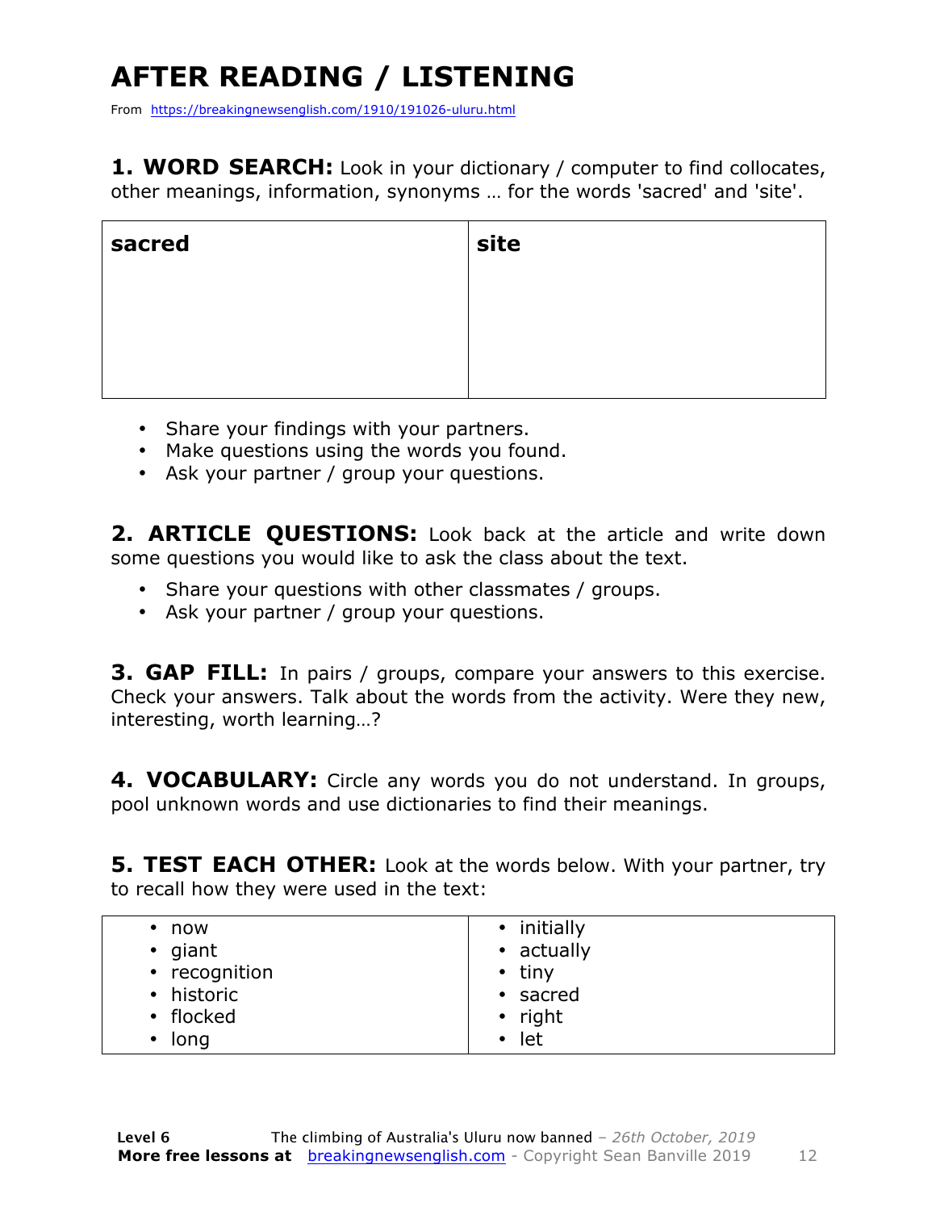# AFTER READING / LISTENING

From https://breakingnewsenglish.com/1910/191026-uluru.html

**1. WORD SEARCH:** Look in your dictionary / computer to find collocates, other meanings, information, synonyms … for the words 'sacred' and 'site'.

| **sacred** | **site** |
|---|---|
| | |

- Share your findings with your partners.
- Make questions using the words you found.
- Ask your partner / group your questions.

**2. ARTICLE QUESTIONS:** Look back at the article and write down some questions you would like to ask the class about the text.

- Share your questions with other classmates / groups.
- Ask your partner / group your questions.

**3. GAP FILL:** In pairs / groups, compare your answers to this exercise. Check your answers. Talk about the words from the activity. Were they new, interesting, worth learning…?

**4. VOCABULARY:** Circle any words you do not understand. In groups, pool unknown words and use dictionaries to find their meanings.

**5. TEST EACH OTHER:** Look at the words below. With your partner, try to recall how they were used in the text:

| | |
|---|---|
| • now<br>• giant<br>• recognition<br>• historic<br>• flocked<br>• long | • initially<br>• actually<br>• tiny<br>• sacred<br>• right<br>• let |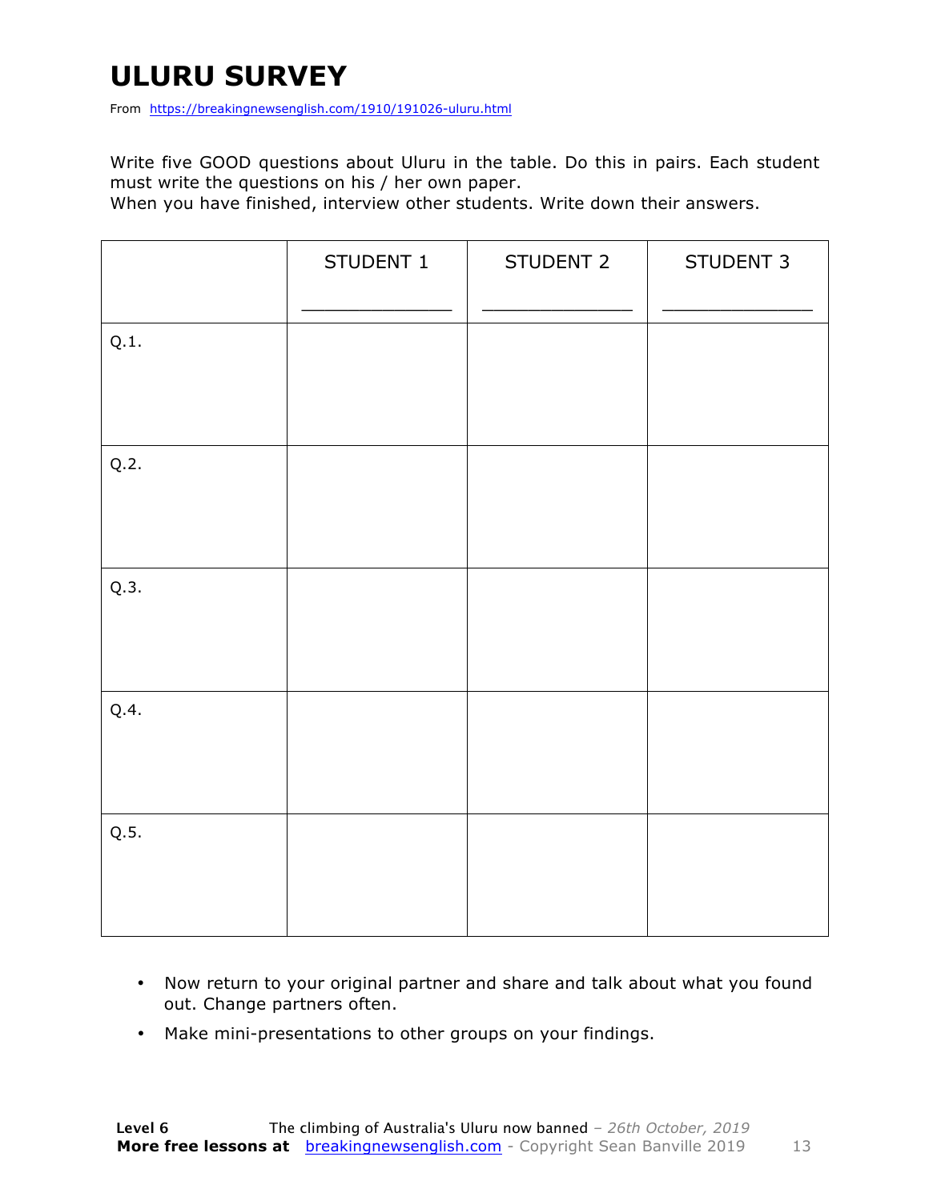# ULURU SURVEY

From https://breakingnewsenglish.com/1910/191026-uluru.html

Write five GOOD questions about Uluru in the table. Do this in pairs. Each student must write the questions on his / her own paper.
When you have finished, interview other students. Write down their answers.

| | STUDENT 1<br>_____________ | STUDENT 2<br>_____________ | STUDENT 3<br>_____________ |
|---|---|---|---|
| Q.1. | | | |
| Q.2. | | | |
| Q.3. | | | |
| Q.4. | | | |
| Q.5. | | | |

- Now return to your original partner and share and talk about what you found out. Change partners often.
- Make mini-presentations to other groups on your findings.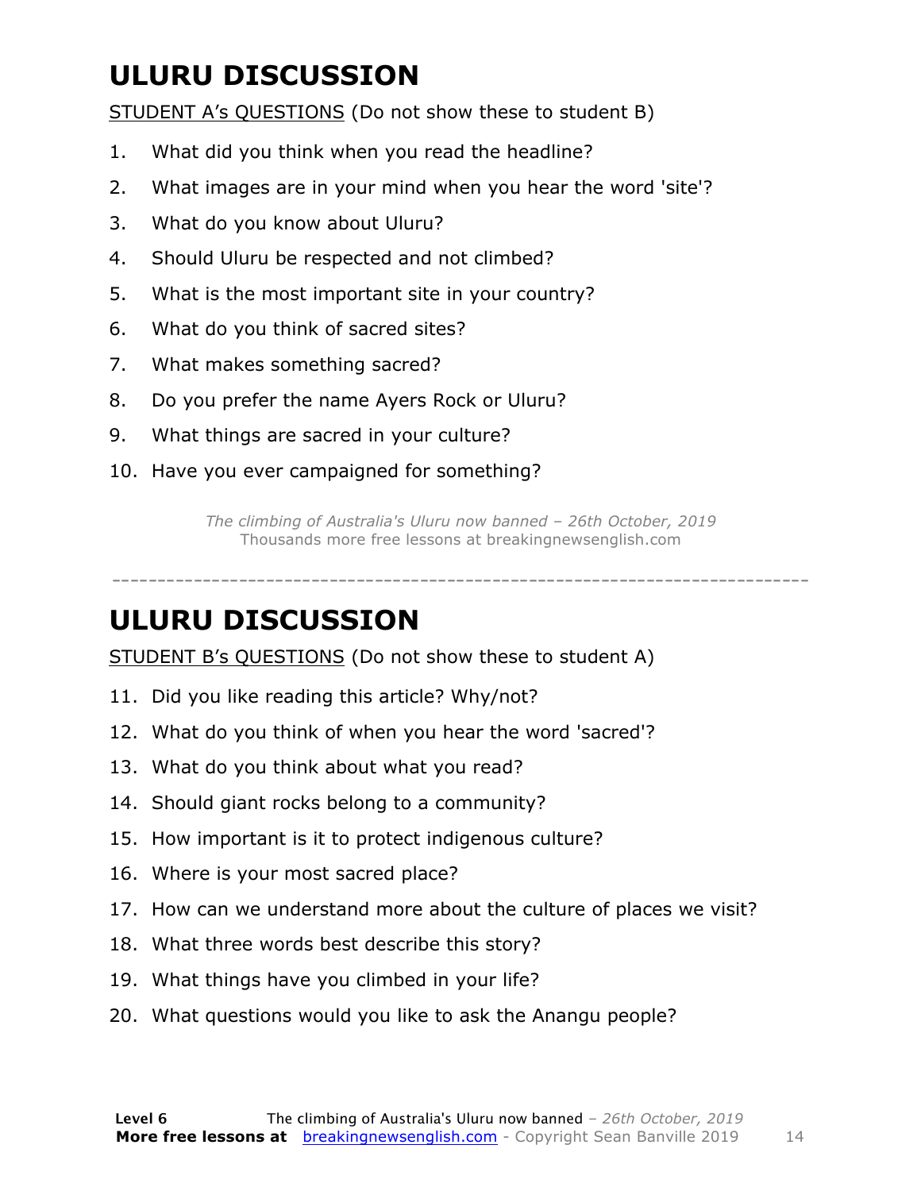# ULURU DISCUSSION

STUDENT A's QUESTIONS (Do not show these to student B)

1. What did you think when you read the headline?
2. What images are in your mind when you hear the word 'site'?
3. What do you know about Uluru?
4. Should Uluru be respected and not climbed?
5. What is the most important site in your country?
6. What do you think of sacred sites?
7. What makes something sacred?
8. Do you prefer the name Ayers Rock or Uluru?
9. What things are sacred in your culture?
10. Have you ever campaigned for something?

*The climbing of Australia's Uluru now banned – 26th October, 2019*
Thousands more free lessons at breakingnewsenglish.com

---

# ULURU DISCUSSION

STUDENT B's QUESTIONS (Do not show these to student A)

11. Did you like reading this article? Why/not?
12. What do you think of when you hear the word 'sacred'?
13. What do you think about what you read?
14. Should giant rocks belong to a community?
15. How important is it to protect indigenous culture?
16. Where is your most sacred place?
17. How can we understand more about the culture of places we visit?
18. What three words best describe this story?
19. What things have you climbed in your life?
20. What questions would you like to ask the Anangu people?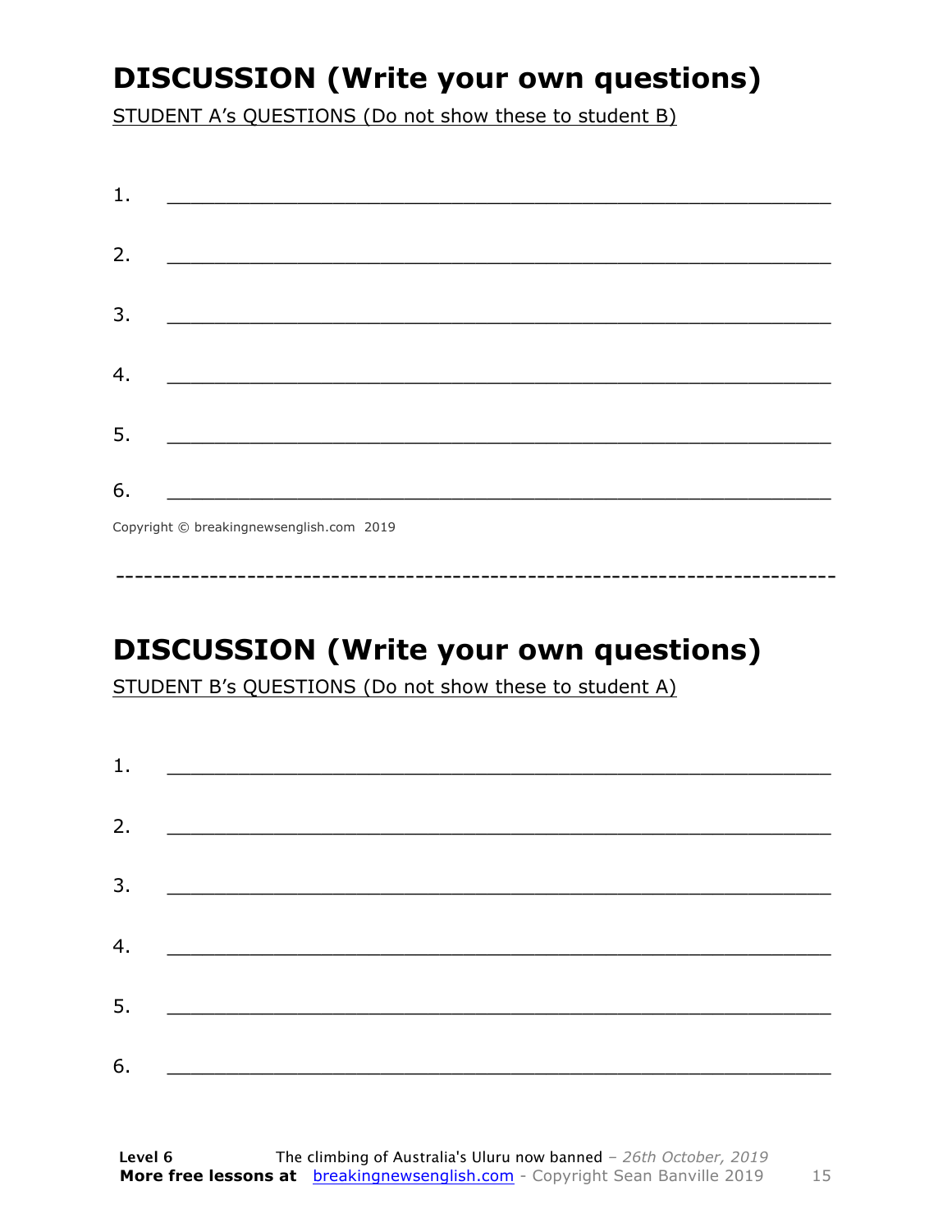# DISCUSSION (Write your own questions)

STUDENT A's QUESTIONS (Do not show these to student B)

1. ___________________________________________________________

2. ___________________________________________________________

3. ___________________________________________________________

4. ___________________________________________________________

5. ___________________________________________________________

6. ___________________________________________________________

Copyright © breakingnewsenglish.com 2019

------------------------------------------------------------------------------

# DISCUSSION (Write your own questions)

STUDENT B's QUESTIONS (Do not show these to student A)

1. ___________________________________________________________

2. ___________________________________________________________

3. ___________________________________________________________

4. ___________________________________________________________

5. ___________________________________________________________

6. ___________________________________________________________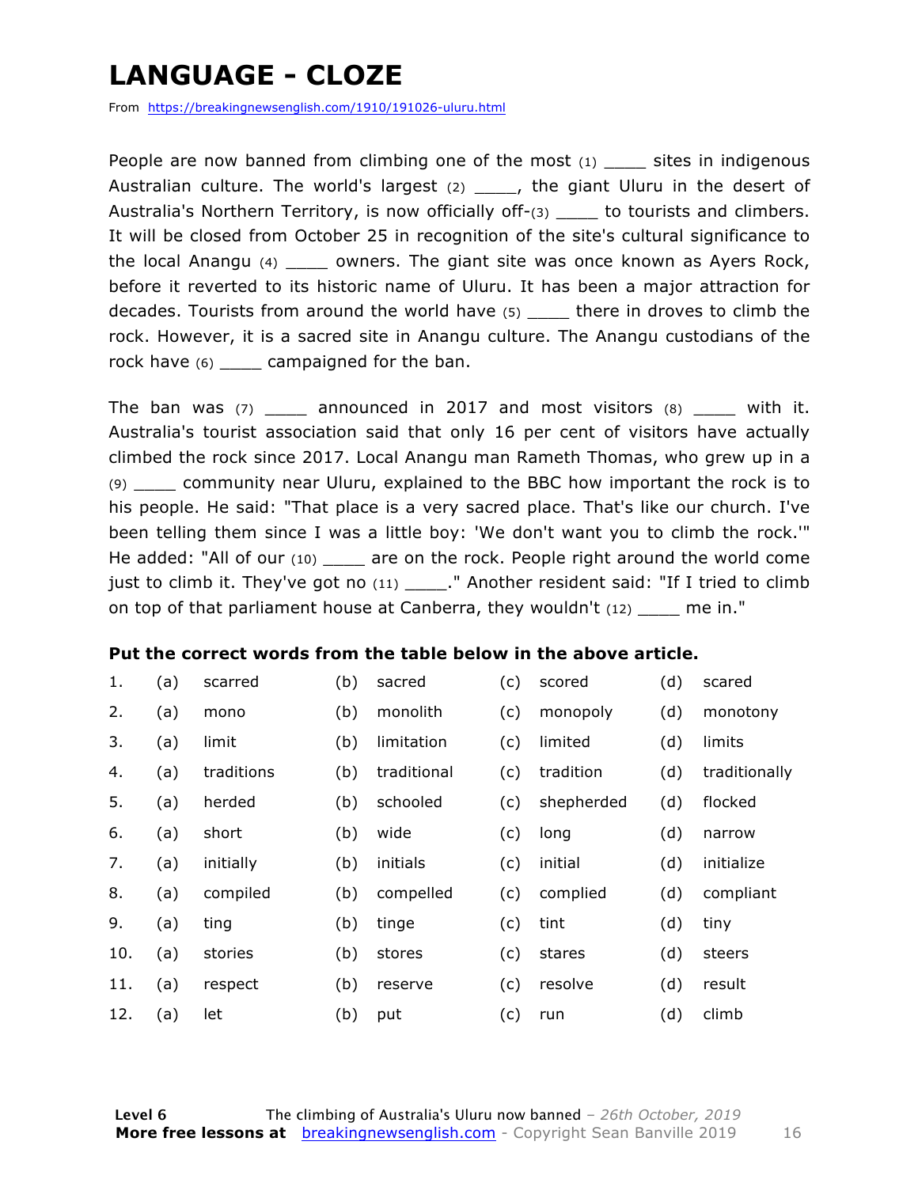# LANGUAGE - CLOZE

From https://breakingnewsenglish.com/1910/191026-uluru.html

People are now banned from climbing one of the most (1) ____ sites in indigenous Australian culture. The world's largest (2) ____, the giant Uluru in the desert of Australia's Northern Territory, is now officially off-(3) ____ to tourists and climbers. It will be closed from October 25 in recognition of the site's cultural significance to the local Anangu (4) ____ owners. The giant site was once known as Ayers Rock, before it reverted to its historic name of Uluru. It has been a major attraction for decades. Tourists from around the world have (5) ____ there in droves to climb the rock. However, it is a sacred site in Anangu culture. The Anangu custodians of the rock have (6) ____ campaigned for the ban.

The ban was (7) ____ announced in 2017 and most visitors (8) ____ with it. Australia's tourist association said that only 16 per cent of visitors have actually climbed the rock since 2017. Local Anangu man Rameth Thomas, who grew up in a (9) ____ community near Uluru, explained to the BBC how important the rock is to his people. He said: "That place is a very sacred place. That's like our church. I've been telling them since I was a little boy: 'We don't want you to climb the rock.'" He added: "All of our (10) ____ are on the rock. People right around the world come just to climb it. They've got no (11) ____." Another resident said: "If I tried to climb on top of that parliament house at Canberra, they wouldn't (12) ____ me in."

**Put the correct words from the table below in the above article.**

| | | | | | | | | |
|---|---|---|---|---|---|---|---|---|
| 1. | (a) | scarred | (b) | sacred | (c) | scored | (d) | scared |
| 2. | (a) | mono | (b) | monolith | (c) | monopoly | (d) | monotony |
| 3. | (a) | limit | (b) | limitation | (c) | limited | (d) | limits |
| 4. | (a) | traditions | (b) | traditional | (c) | tradition | (d) | traditionally |
| 5. | (a) | herded | (b) | schooled | (c) | shepherded | (d) | flocked |
| 6. | (a) | short | (b) | wide | (c) | long | (d) | narrow |
| 7. | (a) | initially | (b) | initials | (c) | initial | (d) | initialize |
| 8. | (a) | compiled | (b) | compelled | (c) | complied | (d) | compliant |
| 9. | (a) | ting | (b) | tinge | (c) | tint | (d) | tiny |
| 10. | (a) | stories | (b) | stores | (c) | stares | (d) | steers |
| 11. | (a) | respect | (b) | reserve | (c) | resolve | (d) | result |
| 12. | (a) | let | (b) | put | (c) | run | (d) | climb |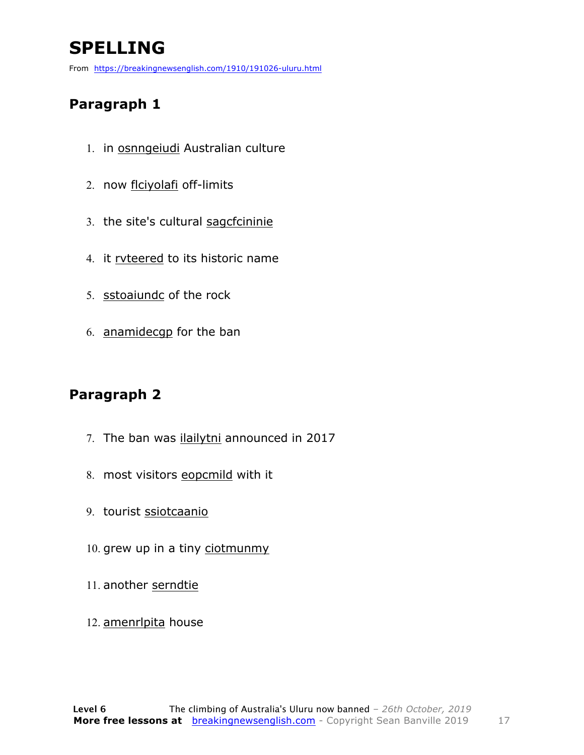# SPELLING

From https://breakingnewsenglish.com/1910/191026-uluru.html

## Paragraph 1

1. in osnngeiudi Australian culture
2. now flciyolafi off-limits
3. the site's cultural sagcfcininie
4. it rvteered to its historic name
5. sstoaiundc of the rock
6. anamidecgp for the ban

## Paragraph 2

7. The ban was ilailytni announced in 2017
8. most visitors eopcmild with it
9. tourist ssiotcaanio
10. grew up in a tiny ciotmunmy
11. another serndtie
12. amenrlpita house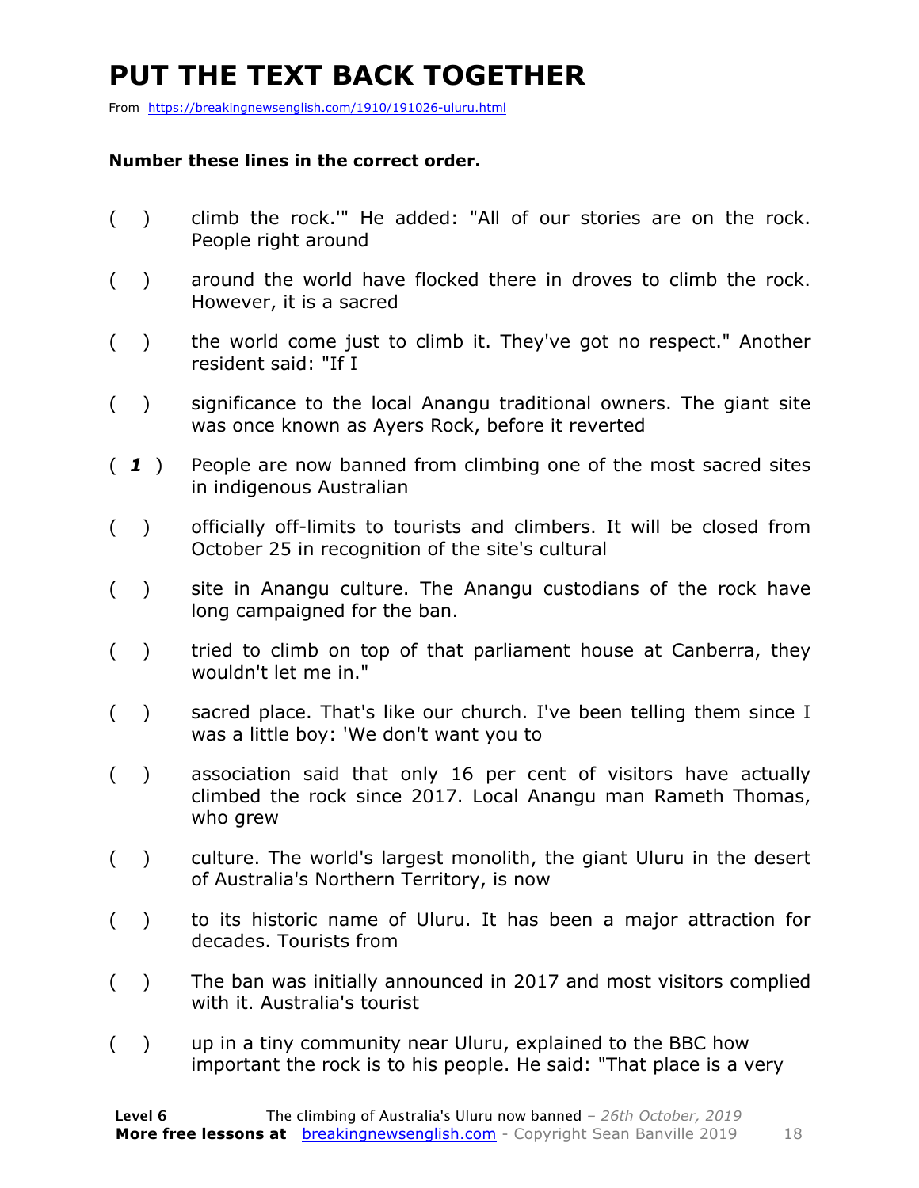# PUT THE TEXT BACK TOGETHER

From https://breakingnewsenglish.com/1910/191026-uluru.html

**Number these lines in the correct order.**

( ) climb the rock.'" He added: "All of our stories are on the rock. People right around

( ) around the world have flocked there in droves to climb the rock. However, it is a sacred

( ) the world come just to climb it. They've got no respect." Another resident said: "If I

( ) significance to the local Anangu traditional owners. The giant site was once known as Ayers Rock, before it reverted

( ***1*** ) People are now banned from climbing one of the most sacred sites in indigenous Australian

( ) officially off-limits to tourists and climbers. It will be closed from October 25 in recognition of the site's cultural

( ) site in Anangu culture. The Anangu custodians of the rock have long campaigned for the ban.

( ) tried to climb on top of that parliament house at Canberra, they wouldn't let me in."

( ) sacred place. That's like our church. I've been telling them since I was a little boy: 'We don't want you to

( ) association said that only 16 per cent of visitors have actually climbed the rock since 2017. Local Anangu man Rameth Thomas, who grew

( ) culture. The world's largest monolith, the giant Uluru in the desert of Australia's Northern Territory, is now

( ) to its historic name of Uluru. It has been a major attraction for decades. Tourists from

( ) The ban was initially announced in 2017 and most visitors complied with it. Australia's tourist

( ) up in a tiny community near Uluru, explained to the BBC how important the rock is to his people. He said: "That place is a very

**Level 6** The climbing of Australia's Uluru now banned – *26th October, 2019*
**More free lessons at** breakingnewsenglish.com - Copyright Sean Banville 2019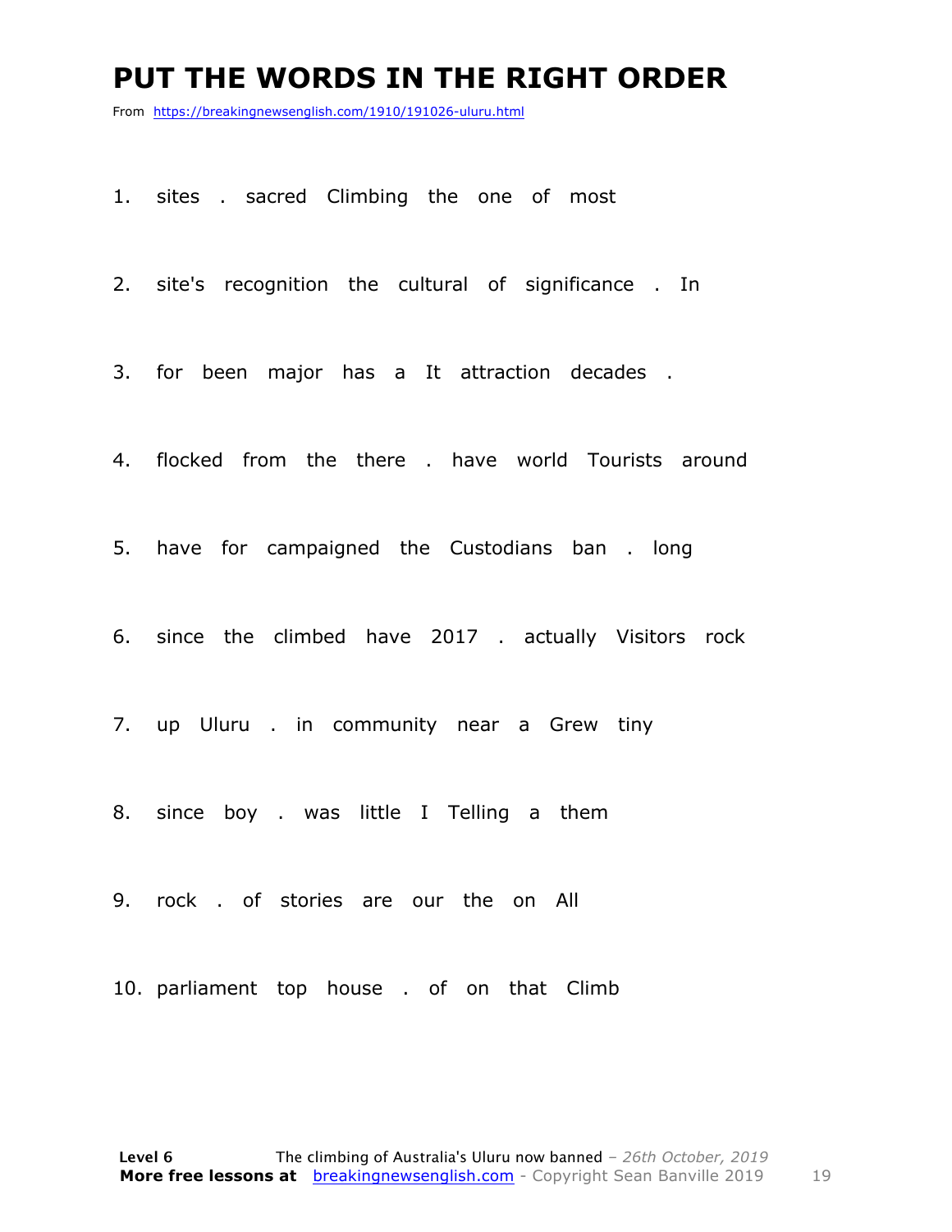# PUT THE WORDS IN THE RIGHT ORDER

From https://breakingnewsenglish.com/1910/191026-uluru.html

1. sites . sacred Climbing the one of most

2. site's recognition the cultural of significance . In

3. for been major has a It attraction decades .

4. flocked from the there . have world Tourists around

5. have for campaigned the Custodians ban . long

6. since the climbed have 2017 . actually Visitors rock

7. up Uluru . in community near a Grew tiny

8. since boy . was little I Telling a them

9. rock . of stories are our the on All

10. parliament top house . of on that Climb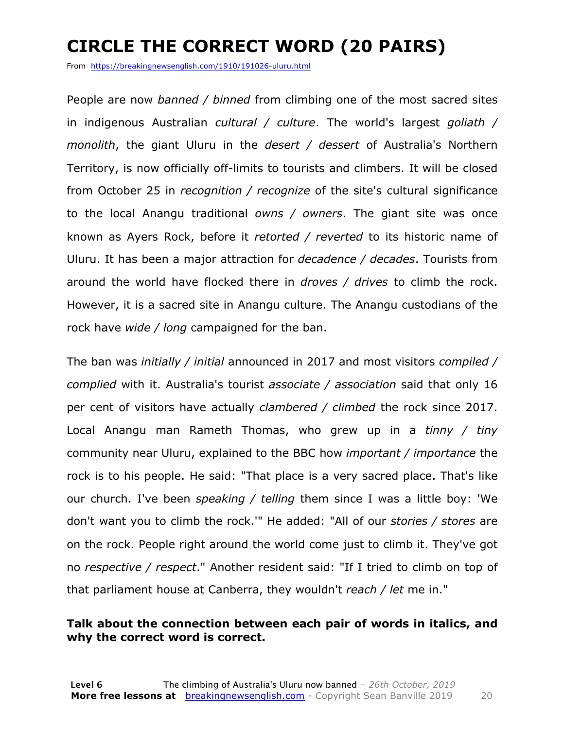# CIRCLE THE CORRECT WORD (20 PAIRS)

From https://breakingnewsenglish.com/1910/191026-uluru.html

People are now *banned / binned* from climbing one of the most sacred sites in indigenous Australian *cultural / culture*. The world's largest *goliath / monolith*, the giant Uluru in the *desert / dessert* of Australia's Northern Territory, is now officially off-limits to tourists and climbers. It will be closed from October 25 in *recognition / recognize* of the site's cultural significance to the local Anangu traditional *owns / owners*. The giant site was once known as Ayers Rock, before it *retorted / reverted* to its historic name of Uluru. It has been a major attraction for *decadence / decades*. Tourists from around the world have flocked there in *droves / drives* to climb the rock. However, it is a sacred site in Anangu culture. The Anangu custodians of the rock have *wide / long* campaigned for the ban.

The ban was *initially / initial* announced in 2017 and most visitors *compiled / complied* with it. Australia's tourist *associate / association* said that only 16 per cent of visitors have actually *clambered / climbed* the rock since 2017. Local Anangu man Rameth Thomas, who grew up in a *tinny / tiny* community near Uluru, explained to the BBC how *important / importance* the rock is to his people. He said: "That place is a very sacred place. That's like our church. I've been *speaking / telling* them since I was a little boy: 'We don't want you to climb the rock.'" He added: "All of our *stories / stores* are on the rock. People right around the world come just to climb it. They've got no *respective / respect*." Another resident said: "If I tried to climb on top of that parliament house at Canberra, they wouldn't *reach / let* me in."

**Talk about the connection between each pair of words in italics, and why the correct word is correct.**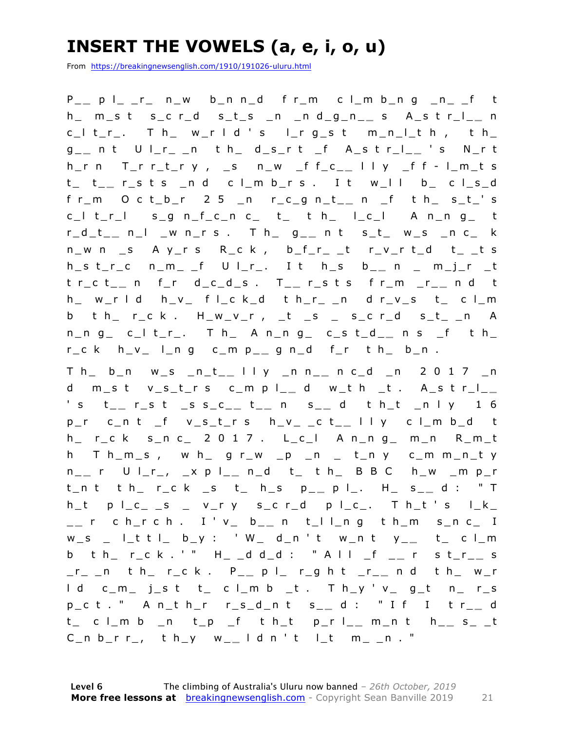# INSERT THE VOWELS (a, e, i, o, u)

From https://breakingnewsenglish.com/1910/191026-uluru.html

P_ _ p l_ _r_ n_w b_n n_d f r_m c l_m b_n g _n_ _f t h_ m_s t s_c r_d s_t_s _n _n d_g_n_ _ s A_s t r_l_ _ n c_l t_r_. T h_ w_r l d ' s l_r g_s t m_n_l_t h , t h_ g_ _ n t U l_r_ _n t h_ d_s_r t _f A_s t r_l_ _ ' s N_r t h_r n T_r r_t_r y , _s n_w _f f_c_ _ l l y _f f - l_m_t s t_ t_ _ r_s t s _n d c l_m b_r s . I t w_l l b_ c l_s_d f r_m O c t_b_r 2 5 _n r_c_g n_t_ _ n _f t h_ s_t_' s c_l t_r_l s_g n_f_c_n c_ t_ t h_ l_c_l A n_n g_ t r_d_t_ _ n_l _w n_r s . T h_ g_ _ n t s_t_ w_s _n c_ k n_w n _s A y_r s R_c k , b_f_r_ _t r_v_r t_d t_ _t s h_s t_r_c n_m_ _f U l_r_. I t h_s b_ _ n _ m_j_r _t t r_c t_ _ n f_r d_c_d_s . T_ _ r_s t s f r_m _r_ _ n d t h_ w_r l d h_v_ f l_c k_d t h_r_ _n d r_v_s t_ c l_m b t h_ r_c k . H_w_v_r , _t _s _ s_c r_d s_t_ _n A n_n g_ c_l t_r_. T h_ A n_n g_ c_s t_d_ _ n s _f t h_ r_c k h_v_ l_n g c_m p_ _ g n_d f_r t h_ b_n .

T h_ b_n w_s _n_t_ _ l l y _n n_ _ n c_d _n 2 0 1 7 _n d m_s t v_s_t_r s c_m p l_ _ d w_t h _t . A_s t r_l_ _ ' s t_ _ r_s t _s s_c_ _ t_ _ n s_ _ d t h_t _n l y 1 6 p_r c_n t _f v_s_t_r s h_v_ _c t_ _ l l y c l_m b_d t h_ r_c k s_n c_ 2 0 1 7 . L_c_l A n_n g_ m_n R_m_t h T h_m_s , w h_ g r_w _p _n _ t_n y c_m m_n_t y n_ _ r U l_r_, _x p l_ _ n_d t_ t h_ B B C h_w _m p_r t_n t t h_ r_c k _s t_ h_s p_ _ p l_. H_ s_ _ d : " T h_t p l_c_ _s _ v_r y s_c r_d p l_c_. T h_t ' s l_k_ _ _ r c h_r c h . I ' v_ b_ _ n t_l l_n g t h_m s_n c_ I w_s _ l_t t l_ b_y : ' W_ d_n ' t w_n t y_ _ t_ c l_m b t h_ r_c k . ' " H_ _d d_d : " A l l _f _ _ r s t_r_ _ s _r_ _n t h_ r_c k . P_ _ p l_ r_g h t _r_ _ n d t h_ w_r l d c_m_ j_s t t_ c l_m b _t . T h_y ' v_ g_t n_ r_s p_c t . " A n_t h_r r_s_d_n t s_ _ d : " I f I t r_ _ d t_ c l_m b _n t_p _f t h_t p_r l_ _ m_n t h_ _ s_ _t C_n b_r r_, t h_y w_ _ l d n ' t l_t m_ _n . "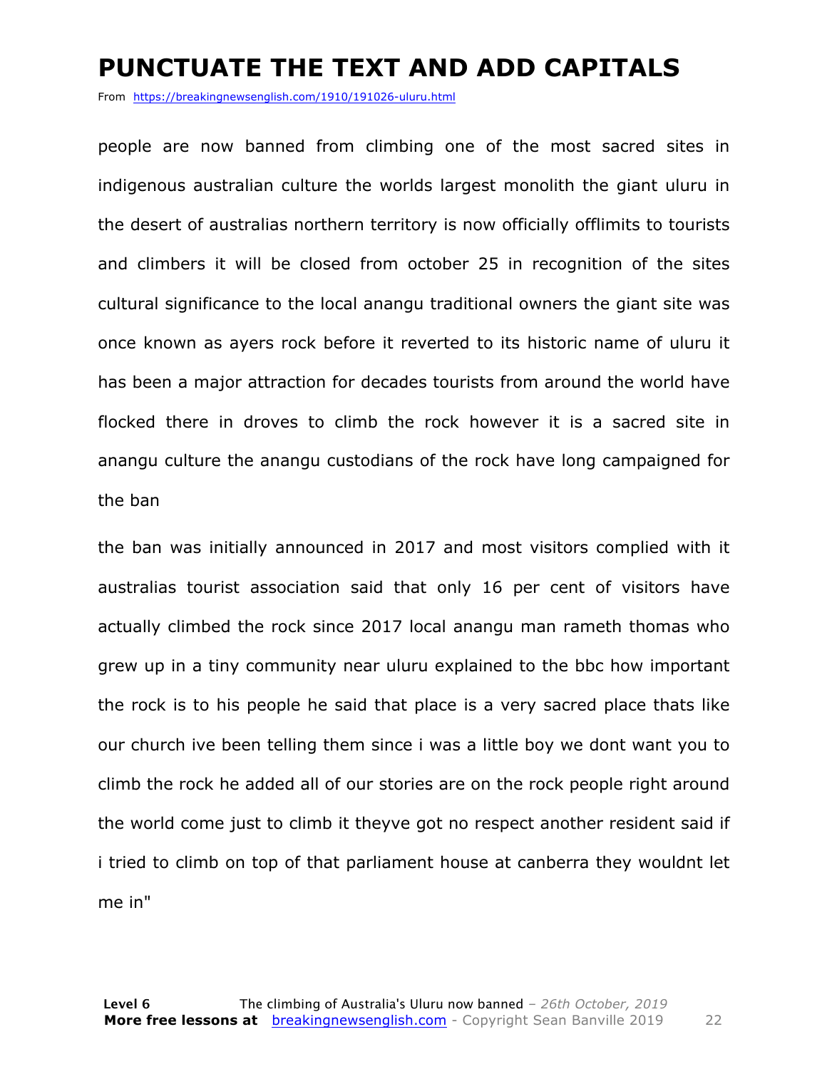# PUNCTUATE THE TEXT AND ADD CAPITALS

From https://breakingnewsenglish.com/1910/191026-uluru.html

people are now banned from climbing one of the most sacred sites in indigenous australian culture the worlds largest monolith the giant uluru in the desert of australias northern territory is now officially offlimits to tourists and climbers it will be closed from october 25 in recognition of the sites cultural significance to the local anangu traditional owners the giant site was once known as ayers rock before it reverted to its historic name of uluru it has been a major attraction for decades tourists from around the world have flocked there in droves to climb the rock however it is a sacred site in anangu culture the anangu custodians of the rock have long campaigned for the ban

the ban was initially announced in 2017 and most visitors complied with it australias tourist association said that only 16 per cent of visitors have actually climbed the rock since 2017 local anangu man rameth thomas who grew up in a tiny community near uluru explained to the bbc how important the rock is to his people he said that place is a very sacred place thats like our church ive been telling them since i was a little boy we dont want you to climb the rock he added all of our stories are on the rock people right around the world come just to climb it theyve got no respect another resident said if i tried to climb on top of that parliament house at canberra they wouldnt let me in"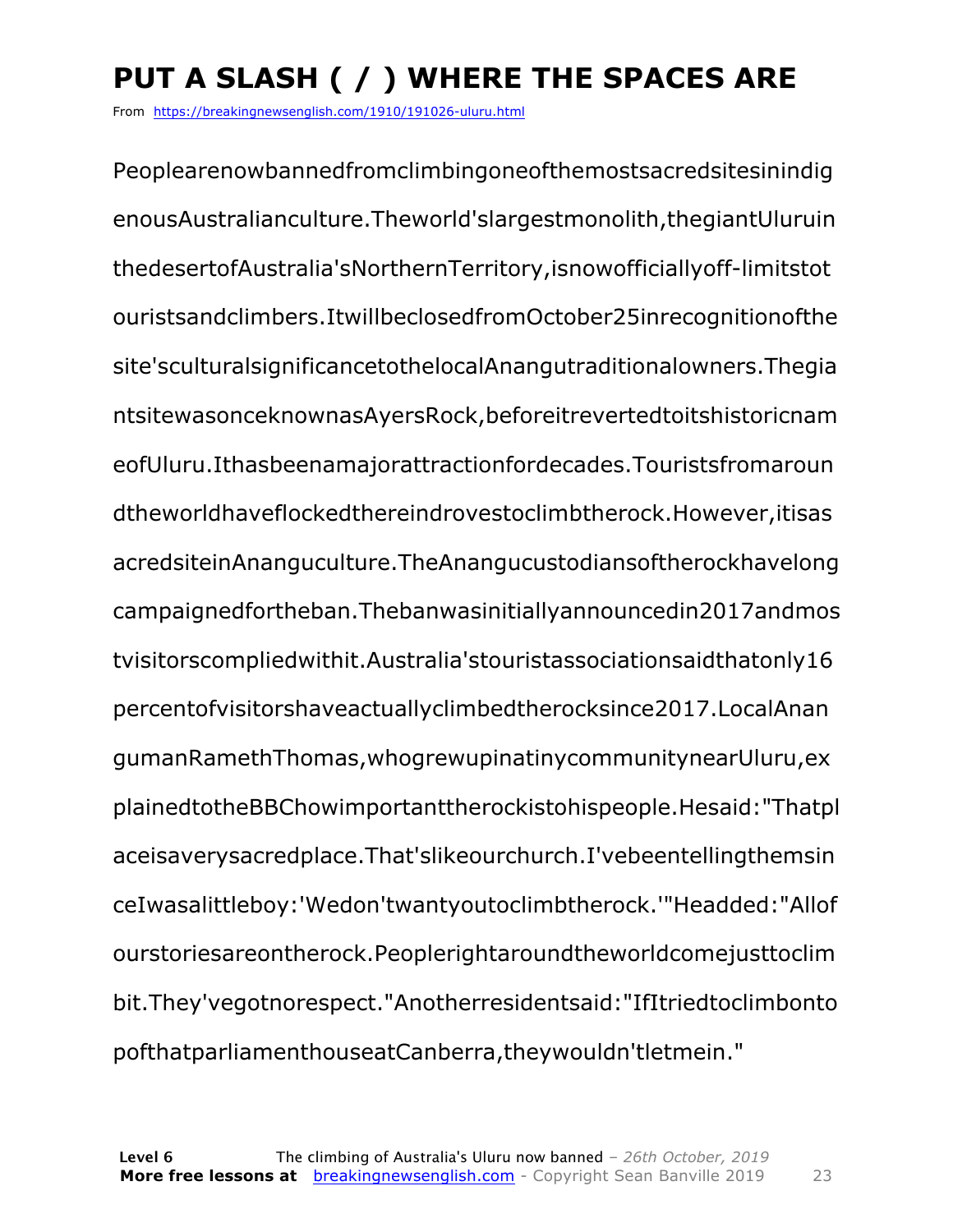# PUT A SLASH ( / ) WHERE THE SPACES ARE

From https://breakingnewsenglish.com/1910/191026-uluru.html

Peoplearenowbannedfromclimbingoneofthemostsacredsitesinindig enousAustralianculture.Theworld'slargestmonolith,thegiantUluruin thedesertofAustralia'sNorthernTerritory,isnowofficiallyoff-limitstot ouristsandclimbers.ItwillbeclosedfromOctober25inrecognitionofthe site'sculturalsignificancetothelocalAnangutraditionalowners.Thegia ntsitewasonceknownasAyersRock,beforeitrevertedtoitshistoricnam eofUluru.Ithasbeenamajorattractionfordecades.Touristsfromaroun dtheworldhaveflockedthereindrovestoclimbtherock.However,itisas acredsiteinAnanguculture.TheAnangucustodiansoftherockhavelong campaignedfortheban.Thebanwasinitiallyannouncedin2017andmos tvisitorscompliedwithit.Australia'stouristassociationsaidthatonly16 percentofvisitorshaveactuallyclimbedtherocksince2017.LocalAnan gumanRamethThomas,whogrewupinatinycommunitynearUluru,ex plainedtotheBBChowimportanttherockistohispeople.Hesaid:"Thatpl aceisaverysacredplace.That'slikeourchurch.I'vebeentellingthemsin ceIwasalittleboy:'Wedon'twantyoutoclimbtherock.'"Headded:"Allof ourstoriesareontherock.Peoplerightaroundtheworldcomejusttoclim bit.They'vegotnorespect."Anotherresidentsaid:"IfItriedtoclimbonto pofthatparliamenthouseatCanberra,theywouldn'tletmein."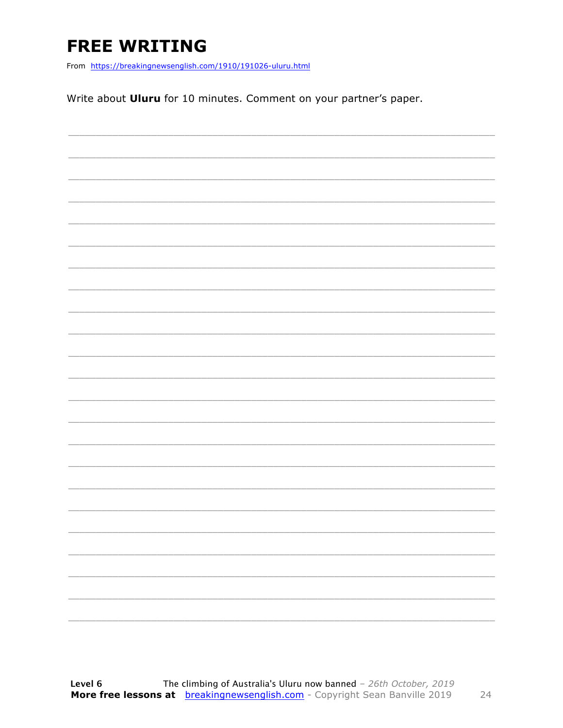# FREE WRITING

From https://breakingnewsenglish.com/1910/191026-uluru.html

Write about **Uluru** for 10 minutes. Comment on your partner's paper.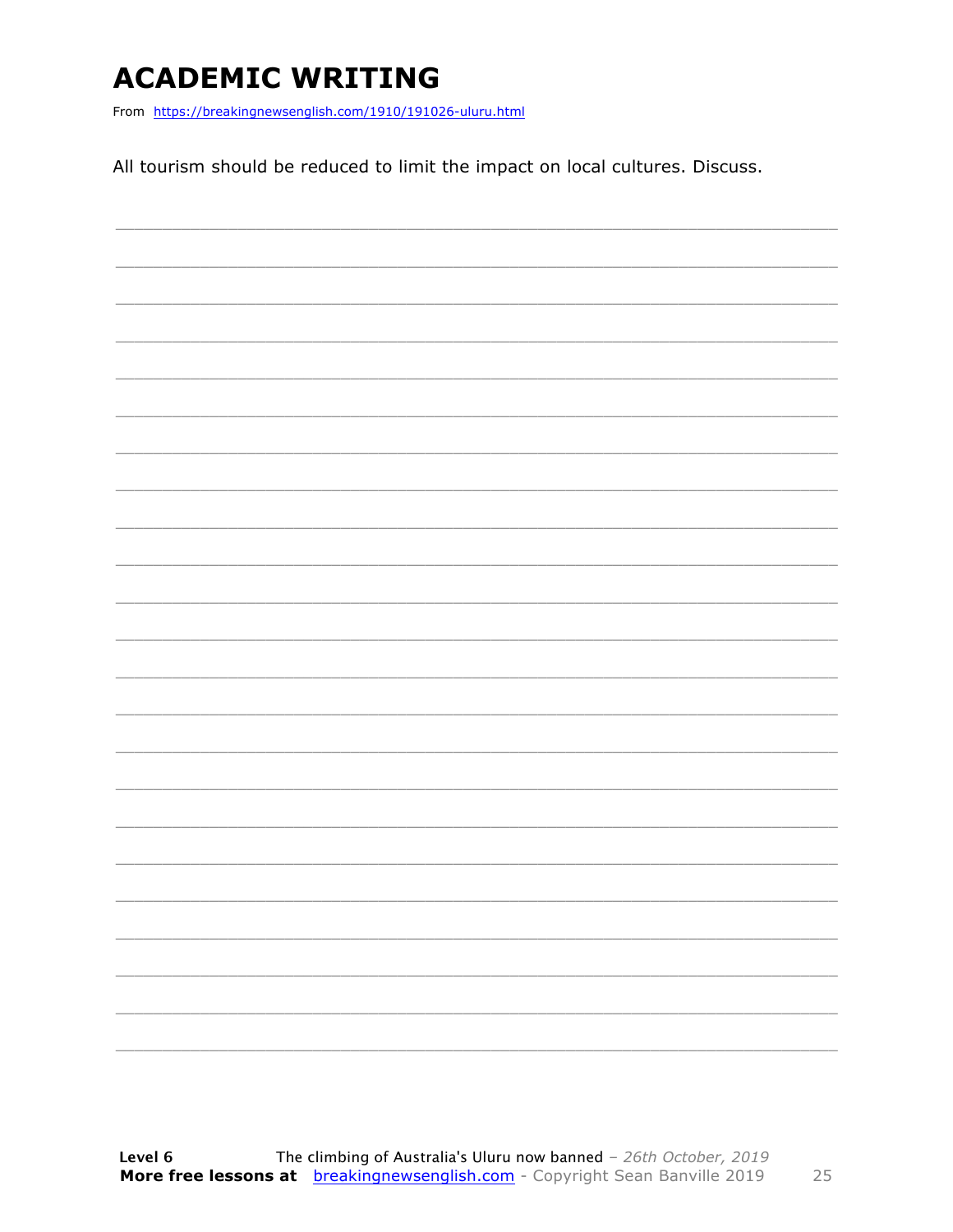# ACADEMIC WRITING

From https://breakingnewsenglish.com/1910/191026-uluru.html

All tourism should be reduced to limit the impact on local cultures. Discuss.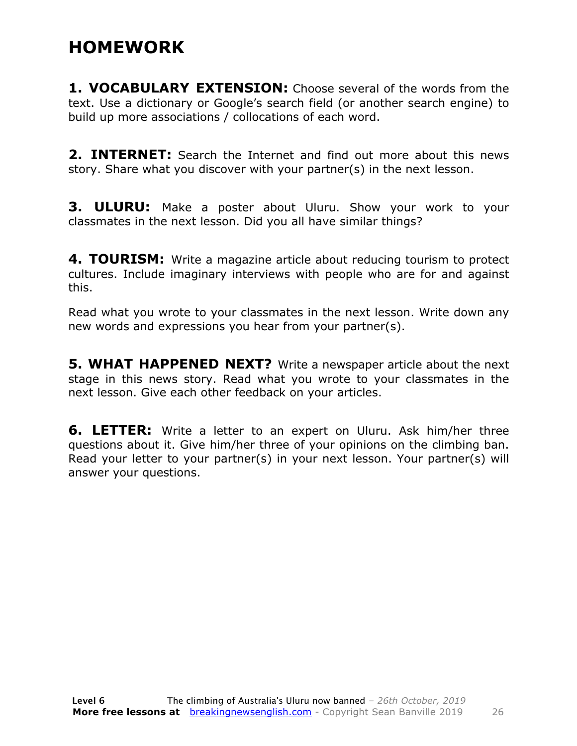# HOMEWORK

**1. VOCABULARY EXTENSION:** Choose several of the words from the text. Use a dictionary or Google's search field (or another search engine) to build up more associations / collocations of each word.

**2. INTERNET:** Search the Internet and find out more about this news story. Share what you discover with your partner(s) in the next lesson.

**3. ULURU:** Make a poster about Uluru. Show your work to your classmates in the next lesson. Did you all have similar things?

**4. TOURISM:** Write a magazine article about reducing tourism to protect cultures. Include imaginary interviews with people who are for and against this.

Read what you wrote to your classmates in the next lesson. Write down any new words and expressions you hear from your partner(s).

**5. WHAT HAPPENED NEXT?** Write a newspaper article about the next stage in this news story. Read what you wrote to your classmates in the next lesson. Give each other feedback on your articles.

**6. LETTER:** Write a letter to an expert on Uluru. Ask him/her three questions about it. Give him/her three of your opinions on the climbing ban. Read your letter to your partner(s) in your next lesson. Your partner(s) will answer your questions.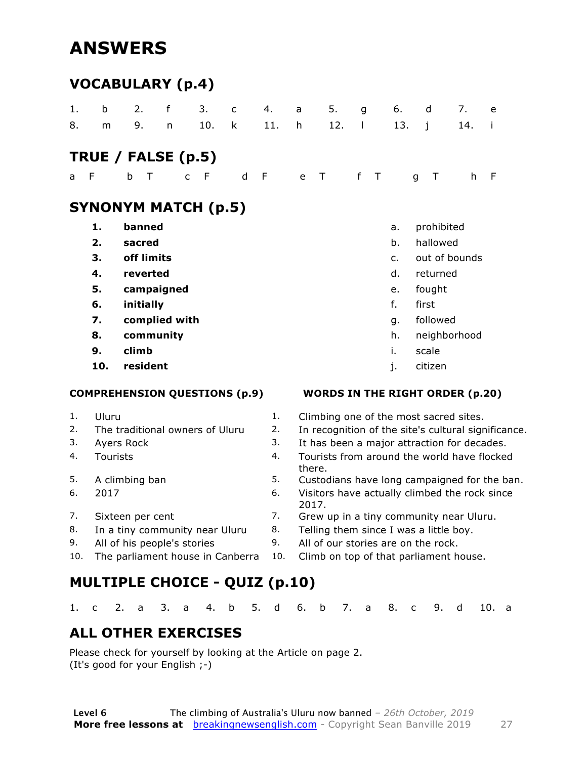# ANSWERS

## VOCABULARY (p.4)

| | | | | | | | | | | | | | |
|---|---|---|---|---|---|---|---|---|---|---|---|---|---|
| 1. | b | 2. | f | 3. | c | 4. | a | 5. | g | 6. | d | 7. | e |
| 8. | m | 9. | n | 10. | k | 11. | h | 12. | l | 13. | j | 14. | i |

## TRUE / FALSE (p.5)

a F b T c F d F e T f T g T h F

## SYNONYM MATCH (p.5)

| | | | |
|---|---|---|---|
| **1.** | **banned** | a. | prohibited |
| **2.** | **sacred** | b. | hallowed |
| **3.** | **off limits** | c. | out of bounds |
| **4.** | **reverted** | d. | returned |
| **5.** | **campaigned** | e. | fought |
| **6.** | **initially** | f. | first |
| **7.** | **complied with** | g. | followed |
| **8.** | **community** | h. | neighborhood |
| **9.** | **climb** | i. | scale |
| **10.** | **resident** | j. | citizen |

### COMPREHENSION QUESTIONS (p.9)

1. Uluru
2. The traditional owners of Uluru
3. Ayers Rock
4. Tourists
5. A climbing ban
6. 2017
7. Sixteen per cent
8. In a tiny community near Uluru
9. All of his people's stories
10. The parliament house in Canberra

### WORDS IN THE RIGHT ORDER (p.20)

1. Climbing one of the most sacred sites.
2. In recognition of the site's cultural significance.
3. It has been a major attraction for decades.
4. Tourists from around the world have flocked there.
5. Custodians have long campaigned for the ban.
6. Visitors have actually climbed the rock since 2017.
7. Grew up in a tiny community near Uluru.
8. Telling them since I was a little boy.
9. All of our stories are on the rock.
10. Climb on top of that parliament house.

## MULTIPLE CHOICE - QUIZ (p.10)

1. c 2. a 3. a 4. b 5. d 6. b 7. a 8. c 9. d 10. a

## ALL OTHER EXERCISES

Please check for yourself by looking at the Article on page 2.
(It's good for your English ;-)